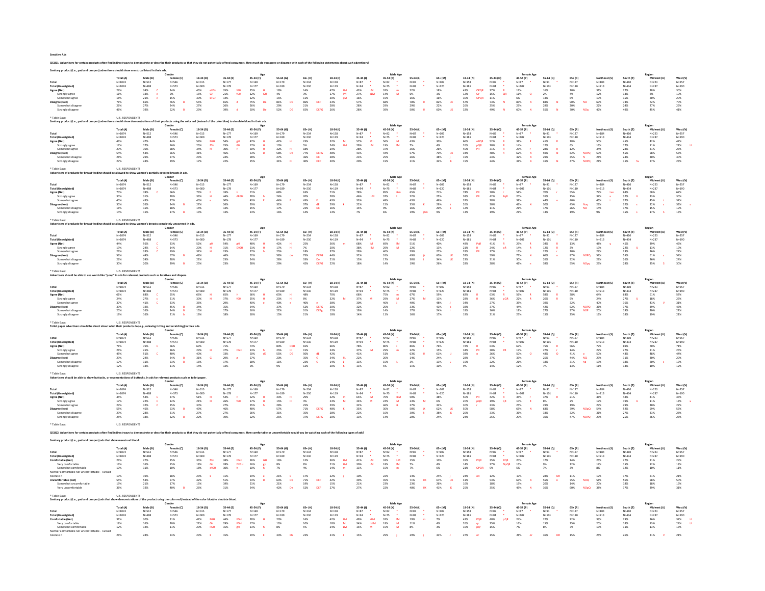**Sensitive Ads**

**QS1Q1: Advertisers for certain products often find indirect ways to demonstrate or describe their products so that they do not potentially offend consumers. How much do you agree or disagree with each of the following statements about such advertisers?**

**Sanitary product (i.e., pad and tampon) advertisers should show menstrual blood in their ads.**

| | | Gender | | Age | | | | | Male Age | | | | | Female Age | | | | | Region | | | |
|---|---|---|---|---|---|---|---|---|---|---|---|---|---|---|---|---|---|---|---|---|---|---|
| | Total (A) | Male (B) | Female (C) | 18-34 (D) | 35-44 (E) | 45-54 (F) | 55-64 (G) | 65+ (H) | 18-34 (I) | 35-44 (J) | 45-54 (K) | 55-64 (L) | 65+ (M) | 18-34 (N) | 35-44 (O) | 45-54 (P) | 55-64 (Q) | 65+ (R) | Northeast (S) | South (T) | Midwest (U) | West (V) |
| Total | N=1074 | N=512 | N=546 | N=315 | N=177 | N=169 | N=179 | N=234 | N=158 | N=87 * | N=82 * | N=87 * | N=107 | N=158 | N=89 * | N=87 * | N=91 * | N=127 | N=184 | N=410 | N=223 | N=257 |
| Total (Unweighted) | N=1074 | N=488 | N=573 | N=300 | N=178 | N=177 | N=189 | N=230 | N=119 | N=94 * | N=75 * | N=88 * | N=120 | N=181 | N=84 * | N=102 | N=101 | N=110 | N=213 | N=434 | N=237 | N=190 |
| Agree (Net) | 29% | 34% C | 24% | 45% eFGH | 35% fGH | 25% H | 19% | 14% | 47% LM | 43% LM | 32% m | 22% | 18% | 43% OPQR | 27% R | 17% | 16% | 10% | 31% | 27% | 28% | 30% |
| Strongly agree | 11% | 13% r | 9% | 15% GH | 21% fGH | 12% GH | 4% | 3% | 17% lM | 27% kLM | 14% M | 6% | 1% | 12% Qr | 15% QR | 11% Q | 2% | 4% | 12% | 13% | 8% | 10% |
| Somewhat agree | 18% | 21% c | 15% | 30% EFGH | 14% | 12% | 15% | 11% | 30% jlM | 16% | 19% | 16% | 16% | 30% OPQR | 11% | 6% | 14% | 6% | 19% | 15% | 20% | 20% |
| Disagree (Net) | 71% | 66% | 76% B | 55% | 65% d | 75% De | 81% DE | 86% DEF | 53% | 57% | 68% | 78% IJ | 82% IJk | 57% | 73% N | 83% N | 84% N | 90% NO | 69% | 73% | 72% | 70% |
| Somewhat disagree | 26% | 27% | 24% | 27% | 26% | 26% | 29% | 21% | 28% | 28% | 29% | 29% | 22% | 26% | 25% | 23% | 29% | 20% | 22% | 24% | 27% | 29% |
| Strongly disagree | 46% | 39% | 52% B | 29% | 39% d | 50% De | 52% DE | 65% DEFG | 26% | 28% | 39% | 50% IJ | 60% IJK | 32% | 49% N | 60% N | 55% N | 70% NOq | 47% | 49% | 45% | 41% |

* Table Base: U.S. RESPONDENTS

**Sanitary product (i.e., pad and tampon) advertisers should show demonstrations of their products using the color red (instead of the color blue) to simulate blood in their ads.**

| | | Gender | | Age | | | | | Male Age | | | | | Female Age | | | | | Region | | | |
|---|---|---|---|---|---|---|---|---|---|---|---|---|---|---|---|---|---|---|---|---|---|---|
| | Total (A) | Male (B) | Female (C) | 18-34 (D) | 35-44 (E) | 45-54 (F) | 55-64 (G) | 65+ (H) | 18-34 (I) | 35-44 (J) | 45-54 (K) | 55-64 (L) | 65+ (M) | 18-34 (N) | 35-44 (O) | 45-54 (P) | 55-64 (Q) | 65+ (R) | Northeast (S) | South (T) | Midwest (U) | West (V) |
| Total | N=1074 | N=512 | N=546 | N=315 | N=177 | N=169 | N=179 | N=234 | N=158 | N=87 * | N=82 * | N=87 * | N=107 | N=158 | N=89 * | N=87 * | N=91 * | N=127 | N=184 | N=410 | N=223 | N=257 |
| Total (Unweighted) | N=1074 | N=488 | N=573 | N=300 | N=178 | N=177 | N=189 | N=230 | N=119 | N=94 * | N=75 * | N=88 * | N=120 | N=181 | N=84 * | N=102 | N=101 | N=110 | N=213 | N=434 | N=237 | N=190 |
| Agree (Net) | 46% | 47% | 44% | 59% FGH | 54% gH | 47% H | 42% H | 23% | 52% M | 57% M | 56% M | 43% | 30% | 66% oPQR | 52% R | 38% R | 41% R | 18% | 50% | 45% | 42% | 47% |
| Strongly agree | 17% | 17% | 16% | 25% fGH | 25% GH | 17% H | 10% | 5% | 24% LM | 29% LM | 19% lM | 7% | 4% | 26% pQR | 20% R | 14% | 12% | 6% | 16% | 17% | 11% | 22% U |
| Somewhat agree | 29% | 30% | 28% | 34% H | 30% H | 30% H | 32% H | 18% | 29% | 28% | 37% | 36% | 26% | 40% PR | 31% R | 23% r | 28% R | 12% | 34% | 28% | 31% | 25% |
| Disagree (Net) | 54% | 53% | 56% | 41% | 46% | 53% D | 58% De | 77% DEFG | 48% | 43% | 44% | 57% | 70% IJK | 34% | 48% n | 62% N | 59% N | 82% NOPQ | 50% | 55% | 58% | 53% |
| Somewhat disagree | 28% | 29% | 27% | 23% | 24% | 28% | 27% | 36% DE | 28% | 23% | 25% | 26% | 38% j | 19% | 24% | 32% N | 29% | 35% N | 28% | 24% | 30% | 30% |
| Strongly disagree | 27% | 24% | 29% | 17% | 22% | 25% | 31% D | 40% DEF | 20% | 20% | 19% | 31% | 32% ik | 15% | 24% | 31% N | 31% N | 47% NOPQ | 21% | 31% Sv | 27% | 23% |

* Table Base: U.S. RESPONDENTS

**Advertisers of products for breast feeding should be allowed to show women's partially covered breasts in ads.**

| | | Gender | | Age | | | | | Male Age | | | | | Female Age | | | | | Region | | | |
|---|---|---|---|---|---|---|---|---|---|---|---|---|---|---|---|---|---|---|---|---|---|---|
| | Total (A) | Male (B) | Female (C) | 18-34 (D) | 35-44 (E) | 45-54 (F) | 55-64 (G) | 65+ (H) | 18-34 (I) | 35-44 (J) | 45-54 (K) | 55-64 (L) | 65+ (M) | 18-34 (N) | 35-44 (O) | 45-54 (P) | 55-64 (Q) | 65+ (R) | Northeast (S) | South (T) | Midwest (U) | West (V) |
| Total | N=1074 | N=512 | N=546 | N=315 | N=177 | N=169 | N=179 | N=234 | N=158 | N=87 * | N=82 * | N=87 * | N=107 | N=158 | N=89 * | N=87 * | N=91 * | N=127 | N=184 | N=410 | N=223 | N=257 |
| Total (Unweighted) | N=1074 | N=488 | N=573 | N=300 | N=178 | N=177 | N=189 | N=230 | N=119 | N=94 * | N=75 * | N=88 * | N=120 | N=181 | N=84 * | N=102 | N=101 | N=110 | N=213 | N=434 | N=237 | N=190 |
| Agree (Net) | 70% | 74% C | 66% | 73% h | 74% H | 71% | 68% | 63% | 71% | 78% | 85% iLm | 65% | 71% | 74% PR | 70% r | 58% | 70% r | 55% | 77% tuv | 68% | 68% | 67% |
| Strongly agree | 30% | 31% | 28% | 33% H | 44% dFGH | 28% h | 24% | 20% | 28% | 46% ILM | 37% l | 22% | 25% | 38% PR | 42% PqR | 20% | 26% | 15% | 32% u | 32% U | 23% | 30% |
| Somewhat agree | 40% | 43% | 37% | 40% e | 30% | 43% E | 44% E | 43% E | 43% | 33% | 48% | 43% | 46% | 37% | 28% | 38% | 44% o | 40% | 45% t | 37% | 45% t | 37% |
| Disagree (Net) | 30% | 26% | 34% B | 27% | 26% | 29% | 32% | 37% dE | 29% k | 22% | 15% | 35% K | 29% k | 26% | 30% | 42% N | 30% | 45% Noq | 23% | 32% s | 32% s | 33% s |
| Somewhat disagree | 16% | 15% | 18% | 14% | 13% | 15% | 17% | 23% DE | 16% | 14% | 9% | 16% | 20% k | 12% | 11% | 21% | 17% | 26% NO | 14% | 17% | 15% | 19% |
| Strongly disagree | 14% | 11% | 17% B | 13% | 13% | 14% | 16% | 14% | 13% | 7% | 6% | 19% jKm | 9% | 13% | 19% | 21% | 13% | 19% | 9% | 15% s | 17% S | 13% |

* Table Base: U.S. RESPONDENTS

**Advertisers of products for breast feeding should be allowed to show women's breasts completely uncovered in ads.**

| | | Gender | | Age | | | | | Male Age | | | | | Female Age | | | | | Region | | | |
|---|---|---|---|---|---|---|---|---|---|---|---|---|---|---|---|---|---|---|---|---|---|---|
| | Total (A) | Male (B) | Female (C) | 18-34 (D) | 35-44 (E) | 45-54 (F) | 55-64 (G) | 65+ (H) | 18-34 (I) | 35-44 (J) | 45-54 (K) | 55-64 (L) | 65+ (M) | 18-34 (N) | 35-44 (O) | 45-54 (P) | 55-64 (Q) | 65+ (R) | Northeast (S) | South (T) | Midwest (U) | West (V) |
| Total | N=1074 | N=512 | N=546 | N=315 | N=177 | N=169 | N=179 | N=234 | N=158 | N=87 * | N=82 * | N=87 * | N=107 | N=158 | N=89 * | N=87 * | N=91 * | N=127 | N=184 | N=410 | N=223 | N=257 |
| Total (Unweighted) | N=1074 | N=488 | N=573 | N=300 | N=178 | N=177 | N=189 | N=230 | N=119 | N=94 * | N=75 * | N=88 * | N=120 | N=181 | N=84 * | N=102 | N=101 | N=110 | N=213 | N=434 | N=237 | N=190 |
| Agree (Net) | 44% | 56% C | 33% | 52% gH | 54% gH | 48% H | 42% H | 25% | 56% m | 68% IM | 69% IM | 51% | 40% | 48% PqR | 41% R | 29% R | 34% R | 13% | 48% u | 45% | 39% | 46% |
| Strongly agree | 19% | 24% C | 14% | 20% H | 31% DFGH | 21% H | 17% H | 7% | 20% | 38% IM | 29% M | 22% | 13% | 21% R | 24% qR | 14% R | 12% R | 3% | 19% | 22% U | 13% | 19% |
| Somewhat agree | 26% | 33% C | 19% | 32% H | 23% | 27% h | 25% | 18% | 37% | 29% | 40% | 29% | 27% | 28% PR | 17% | 15% | 22% r | 10% | 29% | 23% | 26% | 27% |
| Disagree (Net) | 56% | 44% | 67% B | 48% | 46% | 52% | 58% | 75% DEFG | 44% | 32% | 31% | 49% jk | 60% IJK | 52% | 59% | 71% N | 66% n | 87% NOPQ | 52% | 55% | 61% v | 54% |
| Somewhat disagree | 26% | 24% | 28% | 22% | 23% | 24% | 28% | 33% De | 21% | 15% | 17% | 30% | 34% IJK | 23% | 31% | 30% | 26% | 32% | 29% | 26% | 26% | 24% |
| Strongly disagree | 30% | 20% | 39% B | 25% | 23% | 28% | 29% | 42% DEFG | 22% | 18% | 14% | 19% | 26% | 28% | 28% | 41% n | 39% | 55% NOpq | 23% | 29% | 35% S | 30% |

* Table Base: U.S. RESPONDENTS

**Advertisers should be able to use words like "poop" in ads for relevant products such as laxatives and diapers.**

| | | Gender | | Age | | | | | Male Age | | | | | Female Age | | | | | Region | | | |
|---|---|---|---|---|---|---|---|---|---|---|---|---|---|---|---|---|---|---|---|---|---|---|
| | Total (A) | Male (B) | Female (C) | 18-34 (D) | 35-44 (E) | 45-54 (F) | 55-64 (G) | 65+ (H) | 18-34 (I) | 35-44 (J) | 45-54 (K) | 55-64 (L) | 65+ (M) | 18-34 (N) | 35-44 (O) | 45-54 (P) | 55-64 (Q) | 65+ (R) | Northeast (S) | South (T) | Midwest (U) | West (V) |
| Total | N=1074 | N=512 | N=546 | N=315 | N=177 | N=169 | N=179 | N=234 | N=158 | N=87 * | N=82 * | N=87 * | N=107 | N=158 | N=89 * | N=87 * | N=91 * | N=127 | N=184 | N=410 | N=223 | N=257 |
| Total (Unweighted) | N=1074 | N=488 | N=573 | N=300 | N=178 | N=177 | N=189 | N=230 | N=119 | N=94 * | N=75 * | N=88 * | N=120 | N=181 | N=84 * | N=102 | N=101 | N=110 | N=213 | N=434 | N=237 | N=190 |
| Agree (Net) | 61% | 68% C | 55% | 66% H | 65% H | 66% H | 63% H | 48% | 70% | 68% | 75% m | 67% | 59% | 62% R | 63% R | 56% R | 58% R | 38% | 64% | 63% | 61% | 57% |
| Strongly agree | 24% | 27% c | 21% | 30% H | 37% FGH | 25% H | 23% H | 8% | 32% M | 37% M | 29% M | 27% M | 11% | 28% R | 36% pQR | 22% R | 20% R | 5% | 24% | 27% U | 18% | 26% |
| Somewhat agree | 37% | 41% C | 33% | 36% | 29% | 40% e | 40% e | 40% e | 38% | 30% | 46% j | 40% | 48% | 34% | 27% | 35% | 39% | 32% | 40% | 36% | 43% V | 31% |
| Disagree (Net) | 39% | 32% | 45% B | 34% | 35% | 34% | 37% | 52% DEFG | 30% | 32% | 25% | 33% | 41% k | 38% | 37% | 44% | 42% | 62% NOPQ | 36% | 37% | 39% | 43% |
| Somewhat disagree | 20% | 16% | 24% B | 15% | 17% | 16% | 22% | 31% DEFg | 12% | 19% | 14% | 17% | 24% i | 18% | 16% | 18% | 27% | 37% NoP | 20% | 19% | 20% | 22% |
| Strongly disagree | 19% | 16% | 21% b | 19% | 18% | 18% | 15% | 21% | 18% | 14% | 11% | 16% | 17% | 19% | 21% | 25% | 15% | 25% | 16% | 18% | 19% | 21% |

* Table Base: U.S. RESPONDENTS

**Toilet paper advertisers should be direct about what their products do (e.g., relieving itching and scratching) in their ads.**

| | | Gender | | Age | | | | | Male Age | | | | | Female Age | | | | | Region | | | |
|---|---|---|---|---|---|---|---|---|---|---|---|---|---|---|---|---|---|---|---|---|---|---|
| | Total (A) | Male (B) | Female (C) | 18-34 (D) | 35-44 (E) | 45-54 (F) | 55-64 (G) | 65+ (H) | 18-34 (I) | 35-44 (J) | 45-54 (K) | 55-64 (L) | 65+ (M) | 18-34 (N) | 35-44 (O) | 45-54 (P) | 55-64 (Q) | 65+ (R) | Northeast (S) | South (T) | Midwest (U) | West (V) |
| Total | N=1074 | N=512 | N=546 | N=315 | N=177 | N=169 | N=179 | N=234 | N=158 | N=87 * | N=82 * | N=87 * | N=107 | N=158 | N=89 * | N=87 * | N=91 * | N=127 | N=184 | N=410 | N=223 | N=257 |
| Total (Unweighted) | N=1074 | N=488 | N=573 | N=300 | N=178 | N=177 | N=189 | N=230 | N=119 | N=94 * | N=75 * | N=88 * | N=120 | N=181 | N=84 * | N=102 | N=101 | N=110 | N=213 | N=434 | N=237 | N=190 |
| Agree (Net) | 71% | 76% C | 66% | 69% | 71% | 73% | 80% DeH | 65% | 66% | 78% | 80% i | 86% I | 76% | 72% R | 63% | 67% | 75% R | 56% | 77% | 69% | 70% | 71% |
| Strongly agree | 26% | 25% | 26% | 29% H | 37% FGH | 23% h | 25% H | 15% | 24% | 37% IM | 29% m | 22% | 15% | 34% PR | 38% PR | 17% | 27% r | 14% | 27% | 27% | 21% | 26% |
| Somewhat agree | 45% | 51% C | 40% | 40% | 33% | 50% dE | 55% DE | 50% dE | 42% | 41% | 51% | 63% IJ | 61% IJ | 38% o | 26% | 50% O | 48% O | 41% o | 50% | 43% | 48% | 44% |
| Disagree (Net) | 29% | 24% | 34% B | 31% G | 29% g | 27% | 20% | 35% G | 34% kL | 22% | 20% | 14% | 24% | 28% | 37% | 33% | 25% | 44% NQ | 23% | 31% | 30% | 29% |
| Somewhat disagree | 17% | 11% | 23% B | 16% | 17% | 18% | 11% | 23% G | 14% L | 11% | 15% L | 3% | 13% L | 19% | 22% | 21% | 18% | 31% nq | 13% | 18% | 20% s | 17% |
| Strongly disagree | 12% | 13% | 11% | 14% | 13% | 9% | 9% | 12% | 20% K | 11% | 5% | 11% | 10% | 9% | 14% | 12% | 7% | 13% | 11% | 13% | 10% | 12% |

* Table Base: U.S. RESPONDENTS

**Advertisers should be able to show buttocks, or representations of buttocks, in ads for relevant products such as toilet paper.**

| | | Gender | | Age | | | | | Male Age | | | | | Female Age | | | | | Region | | | |
|---|---|---|---|---|---|---|---|---|---|---|---|---|---|---|---|---|---|---|---|---|---|---|
| | Total (A) | Male (B) | Female (C) | 18-34 (D) | 35-44 (E) | 45-54 (F) | 55-64 (G) | 65+ (H) | 18-34 (I) | 35-44 (J) | 45-54 (K) | 55-64 (L) | 65+ (M) | 18-34 (N) | 35-44 (O) | 45-54 (P) | 55-64 (Q) | 65+ (R) | Northeast (S) | South (T) | Midwest (U) | West (V) |
| Total | N=1074 | N=512 | N=546 | N=315 | N=177 | N=169 | N=179 | N=234 | N=158 | N=87 * | N=82 * | N=87 * | N=107 | N=158 | N=89 * | N=87 * | N=91 * | N=127 | N=184 | N=410 | N=223 | N=257 |
| Total (Unweighted) | N=1074 | N=488 | N=573 | N=300 | N=178 | N=177 | N=189 | N=230 | N=119 | N=94 * | N=75 * | N=88 * | N=120 | N=181 | N=84 * | N=102 | N=101 | N=110 | N=213 | N=434 | N=237 | N=190 |
| Agree (Net) | 45% | 54% C | 37% | 51% H | 54% H | 52% H | 43% H | 29% | 52% m | 65% IM | 70% ILM | 50% | 38% | 50% PR | 42% R | 35% r | 37% R | 21% | 46% | 48% | 41% | 45% |
| Strongly agree | 17% | 22% C | 12% | 21% H | 26% fGH | 17% H | 15% H | 4% | 23% M | 34% M | 24% M | 23% M | 6% | 20% pQR | 19% qR | 10% R | 8% | 2% | 17% | 19% U | 11% | 18% u |
| Somewhat agree | 29% | 32% C | 25% | 30% | 27% | 35% h | 28% | 25% | 29% | 32% | 46% iL | 27% | 32% | 30% r | 23% | 25% | 29% | 19% | 29% | 29% | 30% | 27% |
| Disagree (Net) | 55% | 46% | 63% B | 49% | 46% | 48% | 57% | 71% DEFG | 48% K | 35% | 30% | 50% JK | 62% IJK | 50% | 58% | 65% N | 63% | 79% NOPQ | 54% | 52% | 59% | 55% |
| Somewhat disagree | 29% | 28% | 31% B | 27% | 27% | 26% | 31% | 35% | 28% | 22% | 16% | 30% K | 31% K | 26% | 33% | 36% | 30% | 32% | 31% | 27% | 33% | 28% |
| Strongly disagree | 25% | 18% | 32% B | 22% | 19% | 22% | 25% | 37% DEFG | 20% | 13% | 14% | 20% | 24% | 24% | 25% | 29% | 30% | 47% NOPQ | 23% | 25% | 26% | 26% |

* Table Base: U.S. RESPONDENTS

**QS1Q2: Advertisers for certain products often find indirect ways to demonstrate or describe their products so that they do not potentially offend consumers. How comfortable or uncomfortable would you be watching each of the following types of ads?**

**Sanitary product (i.e., pad and tampon) ads that show menstrual blood.**

| | | Gender | | Age | | | | | Male Age | | | | | Female Age | | | | | Region | | | |
|---|---|---|---|---|---|---|---|---|---|---|---|---|---|---|---|---|---|---|---|---|---|---|
| | Total (A) | Male (B) | Female (C) | 18-34 (D) | 35-44 (E) | 45-54 (F) | 55-64 (G) | 65+ (H) | 18-34 (I) | 35-44 (J) | 45-54 (K) | 55-64 (L) | 65+ (M) | 18-34 (N) | 35-44 (O) | 45-54 (P) | 55-64 (Q) | 65+ (R) | Northeast (S) | South (T) | Midwest (U) | West (V) |
| Total | N=1074 | N=512 | N=546 | N=315 | N=177 | N=169 | N=179 | N=234 | N=158 | N=87 * | N=82 * | N=87 * | N=107 | N=158 | N=89 * | N=87 * | N=91 * | N=127 | N=184 | N=410 | N=223 | N=257 |
| Total (Unweighted) | N=1074 | N=488 | N=573 | N=300 | N=178 | N=177 | N=189 | N=230 | N=119 | N=94 * | N=75 * | N=88 * | N=120 | N=181 | N=84 * | N=102 | N=101 | N=110 | N=213 | N=434 | N=237 | N=190 |
| Comfortable (Net) | 26% | 27% | 25% | 35% fGH | 38% FGH | 26% GH | 16% | 12% | 36% LM | 41% LM | 33% LM | 15% | 10% | 35% PQR | 35% PQR | 20% | 17% | 14% | 25% | 27% | 21% | 29% |
| Very comfortable | 16% | 16% | 15% | 18% | 28% DFGH | 16% gH | 8% | 8% | 21% LM | 30% LM | 18% lM | 7% | 4% | 14% | 27% NpQR | 15% | 9% | 12% | 17% | 15% | 12% | 18% |
| Somewhat comfortable | 10% | 11% | 10% | 18% eFGH | 10% h | 10% h | 7% | 4% | 14% m | 11% | 15% m | 7% | 6% | 21% OPQR | 9% | 5% | 7% | 3% | 8% | 12% | 10% | 11% |
| Neither comfortable nor uncomfortable - I would tolerate it | 19% | 19% | 18% | 23% E | 11% | 19% e | 21% E | 17% | 22% j | 10% | 22% | 14% | 24% j | 24% oR | 12% | 17% | 28% OR | 11% | 17% | 17% | 21% | 21% |
| Uncomfortable (Net) | 55% | 53% | 57% | 42% | 51% | 54% D | 63% De | 71% DEF | 42% | 49% | 45% | 71% IJK | 67% IJK | 41% | 53% | 63% N | 55% n | 75% NOQ | 58% | 56% | 58% | 50% |
| Somewhat uncomfortable | 19% | 21% | 17% | 15% | 19% | 21% | 21% | 19% | 15% | 21% | 23% | 23% | 26% | 16% | 18% | 19% | 20% | 14% | 20% | 18% | 19% | 19% |
| Very uncomfortable | 36% | 32% | 40% B | 26% | 31% | 34% | 42% De | 52% DEF | 27% | 27% | 22% | 48% IJK | 41% iK | 25% | 35% | 45% N | 36% | 60% NOPq | 38% | 37% | 39% | 31% |

* Table Base: U.S. RESPONDENTS

**Sanitary product (i.e., pad and tampon) ads that show demonstrations of the product using the color red (instead of the color blue) to simulate blood.**

| | | Gender | | Age | | | | | Male Age | | | | | Female Age | | | | | Region | | | |
|---|---|---|---|---|---|---|---|---|---|---|---|---|---|---|---|---|---|---|---|---|---|---|
| | Total (A) | Male (B) | Female (C) | 18-34 (D) | 35-44 (E) | 45-54 (F) | 55-64 (G) | 65+ (H) | 18-34 (I) | 35-44 (J) | 45-54 (K) | 55-64 (L) | 65+ (M) | 18-34 (N) | 35-44 (O) | 45-54 (P) | 55-64 (Q) | 65+ (R) | Northeast (S) | South (T) | Midwest (U) | West (V) |
| Total | N=1074 | N=512 | N=546 | N=315 | N=177 | N=169 | N=179 | N=234 | N=158 | N=87 * | N=82 * | N=87 * | N=107 | N=158 | N=89 * | N=87 * | N=91 * | N=127 | N=184 | N=410 | N=223 | N=257 |
| Total (Unweighted) | N=1074 | N=488 | N=573 | N=300 | N=178 | N=177 | N=189 | N=230 | N=119 | N=94 * | N=75 * | N=88 * | N=120 | N=181 | N=84 * | N=102 | N=101 | N=110 | N=213 | N=434 | N=237 | N=190 |
| Comfortable (Net) | 31% | 30% | 31% | 42% FGH | 44% FGH | 28% H | 20% | 16% | 42% LM | 49% kLM | 32% lM | 19% | 7% | 43% PQR | 40% pQR | 24% | 22% | 22% | 33% | 29% | 26% | 37% U |
| Very comfortable | 18% | 16% | 20% | 22% GH | 29% FGH | 17% | 13% | 10% | 18% M | 34% IkLM | 18% M | 11% | 4% | 26% qr | 25% Qr | 16% | 15% | 15% | 20% | 18% | 13% | 24% U |
| Somewhat comfortable | 12% | 14% | 11% | 20% FGH | 15% gH | 11% h | 8% | 5% | 24% LM | 15% M | 15% M | 8% | 3% | 16% pqr | 15% | 7% | 7% | 8% | 13% | 11% | 13% | 13% |
| Neither comfortable nor uncomfortable - I would tolerate it | 26% | 28% | 24% | 29% E | 15% | 29% E | 33% Eh | 23% | 31% j | 15% | 29% j | 29% j | 33% j | 27% or | 15% | 28% or | 36% OR | 15% | 25% | 26% | 31% V | 21% |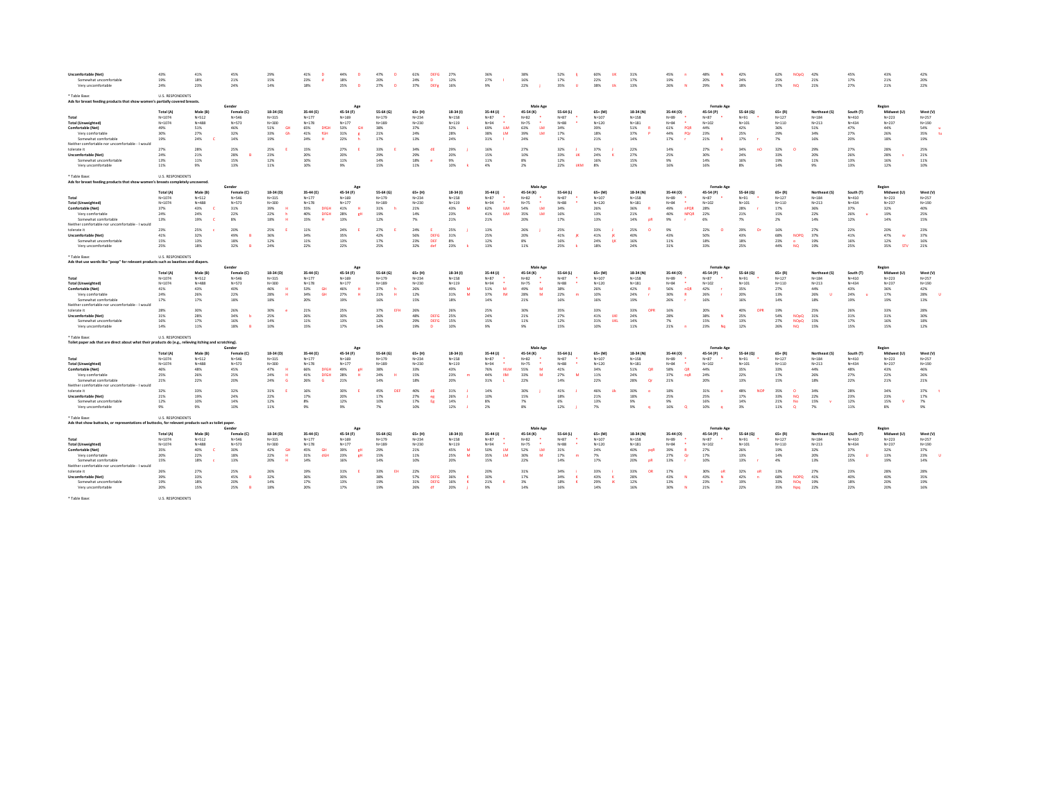| | Total (A) | Male (B) | Female (C) | 18-34 (D) | 35-44 (E) | 45-54 (F) | 55-64 (G) | 65+ (H) | 18-34 (I) | 35-44 (J) | 45-54 (K) | 55-64 (L) | 65+ (M) | 18-34 (N) | 35-44 (O) | 45-54 (P) | 55-64 (Q) | 65+ (R) | Northeast (S) | South (T) | Midwest (U) | West (V) |
|---|---|---|---|---|---|---|---|---|---|---|---|---|---|---|---|---|---|---|---|---|---|---|
| **Uncomfortable (Net)** | 43% | 41% | 45% | 29% | 41% D | 44% D | 47% D | 61% DEFG | 27% | 36% | 38% | 52% Ij | 60% IJK | 31% | 45% n | 48% N | 42% | 62% NOpQ | 42% | 45% | 43% | 42% |
| Somewhat uncomfortable | 19% | 18% | 21% | 15% | 23% d | 18% | 20% | 24% D | 12% | 27% I | 16% | 17% | 22% | 17% | 19% | 20% | 24% | 25% | 21% | 17% | 21% | 20% |
| Very uncomfortable | 24% | 23% | 24% | 14% | 18% | 25% D | 27% D | 37% DEFg | 16% | 9% | 22% j | 35% IJ | 38% IJk | 13% | 26% N | 29% N | 18% | 37% NQ | 21% | 27% | 21% | 22% |

* Table Base: U.S. RESPONDENTS

**Ads for breast feeding products that show women's partially covered breasts.**

| | Gender | | | Age | | | | | Male Age | | | | | Female Age | | | | | Region | | | |
|---|---|---|---|---|---|---|---|---|---|---|---|---|---|---|---|---|---|---|---|---|---|---|
| | Total (A) | Male (B) | Female (C) | 18-34 (D) | 35-44 (E) | 45-54 (F) | 55-64 (G) | 65+ (H) | 18-34 (I) | 35-44 (J) | 45-54 (K) | 55-64 (L) | 65+ (M) | 18-34 (N) | 35-44 (O) | 45-54 (P) | 55-64 (Q) | 65+ (R) | Northeast (S) | South (T) | Midwest (U) | West (V) |
| **Total** | N=1074 | N=512 | N=546 | N=315 | N=177 | N=169 | N=179 | N=234 | N=158 | N=87 * | N=82 * | N=87 * | N=107 | N=158 | N=89 * | N=87 * | N=91 * | N=127 | N=184 | N=410 | N=223 | N=257 |
| **Total (Unweighted)** | N=1074 | N=488 | N=573 | N=300 | N=178 | N=177 | N=189 | N=230 | N=119 | N=94 * | N=75 * | N=88 * | N=120 | N=181 | N=84 * | N=102 | N=101 | N=110 | N=213 | N=434 | N=237 | N=190 |
| **Comfortable (Net)** | 49% | 51% | 46% | 51% GH | 65% DFGH | 53% GH | 38% | 37% | 52% L | 69% ILM | 63% LM | 34% | 39% | 51% R | 61% PQR | 44% | 42% | 36% | 51% | 47% | 44% | 54% u |
| Very comfortable | 30% | 27% | 32% | 33% Gh | 41% fGH | 31% g | 21% | 24% | 28% | 38% LM | 39% LM | 17% | 18% | 37% P | 44% PQr | 23% | 25% | 29% | 34% | 27% | 26% | 35% tu |
| Somewhat comfortable | 19% | 24% C | 14% | 19% | 24% H | 22% h | 17% | 13% | 24% | 31% l | 24% | 17% | 21% | 14% | 17% r | 21% R | 17% r | 7% | 16% | 20% | 18% | 19% |
| Neither comfortable nor uncomfortable - I would tolerate it | 27% | 28% | 25% | 25% E | 15% | 27% E | 33% E | 34% dE | 29% j | 16% | 27% | 32% j | 37% j | 22% | 14% | 27% o | 34% nO | 32% O | 29% | 27% | 28% | 25% |
| **Uncomfortable (Net)** | 24% | 21% | 28% B | 23% | 20% | 20% | 29% | 29% | 20% | 15% | 10% | 33% IJK | 24% K | 27% | 25% | 30% | 24% | 33% | 20% | 26% | 28% s | 21% |
| Somewhat uncomfortable | 13% | 11% | 15% | 12% | 10% | 11% | 14% | 18% e | 9% | 11% | 8% | 12% | 16% | 15% | 9% | 14% | 16% | 19% | 11% | 13% | 16% | 11% |
| Very uncomfortable | 11% | 9% | 13% | 11% | 10% | 9% | 15% | 11% | 10% k | 4% | 2% | 22% IJKM | 8% | 12% | 16% | 16% | 8% | 14% | 9% | 13% | 12% | 10% |

* Table Base: U.S. RESPONDENTS

**Ads for breast feeding products that show women's breasts completely uncovered.**

| | Gender | | | Age | | | | | Male Age | | | | | Female Age | | | | | Region | | | |
|---|---|---|---|---|---|---|---|---|---|---|---|---|---|---|---|---|---|---|---|---|---|---|
| | Total (A) | Male (B) | Female (C) | 18-34 (D) | 35-44 (E) | 45-54 (F) | 55-64 (G) | 65+ (H) | 18-34 (I) | 35-44 (J) | 45-54 (K) | 55-64 (L) | 65+ (M) | 18-34 (N) | 35-44 (O) | 45-54 (P) | 55-64 (Q) | 65+ (R) | Northeast (S) | South (T) | Midwest (U) | West (V) |
| **Total** | N=1074 | N=512 | N=546 | N=315 | N=177 | N=169 | N=179 | N=234 | N=158 | N=87 * | N=82 * | N=87 * | N=107 | N=158 | N=89 * | N=87 * | N=91 * | N=127 | N=184 | N=410 | N=223 | N=257 |
| **Total (Unweighted)** | N=1074 | N=488 | N=573 | N=300 | N=178 | N=177 | N=189 | N=230 | N=119 | N=94 * | N=75 * | N=88 * | N=120 | N=181 | N=84 * | N=102 | N=101 | N=110 | N=213 | N=434 | N=237 | N=190 |
| **Comfortable (Net)** | 37% | 43% C | 31% | 39% H | 55% DFGH | 41% H | 31% h | 21% | 43% M | 62% ILM | 54% LM | 34% | 26% | 36% R | 49% nPQR | 28% | 28% r | 17% | 36% | 37% | 32% | 40% |
| Very comfortable | 24% | 24% | 22% | 22% h | 40% DFGH | 28% gH | 19% | 14% | 23% | 41% ILM | 35% LM | 16% | 13% | 21% | 40% NPQR | 22% | 21% | 15% | 22% | 26% u | 19% | 25% |
| Somewhat comfortable | 13% | 19% C | 8% | 18% H | 15% H | 13% | 12% | 7% | 21% | 21% | 20% | 17% | 13% | 14% pR | 9% | 6% | 7% | 2% | 14% | 12% | 14% | 15% |
| Neither comfortable nor uncomfortable - I would tolerate it | 23% | 25% c | 20% | 25% E | 11% | 24% E | 27% E | 24% E | 25% j | 13% | 26% j | 25% | 33% j | 25% O | 9% | 22% O | 29% Or | 16% | 27% | 22% | 20% | 23% |
| **Uncomfortable (Net)** | 41% | 32% | 49% B | 36% | 34% | 35% | 42% | 56% DEFG | 31% | 25% | 20% | 41% jK | 41% jK | 40% | 43% | 50% | 43% | 68% NOPQ | 37% | 41% | 47% sv | 37% |
| Somewhat uncomfortable | 15% | 13% | 18% | 12% | 11% | 13% | 17% | 23% DEF | 8% | 12% | 8% | 16% | 24% IjK | 16% | 11% | 18% | 18% | 23% o | 19% | 16% | 12% | 16% |
| Very uncomfortable | 25% | 18% | 32% B | 24% | 22% | 22% | 25% | 32% def | 23% k | 13% | 11% | 25% k | 18% | 24% | 31% | 33% | 25% | 44% NQ | 19% | 25% | 35% STV | 21% |

* Table Base: U.S. RESPONDENTS

**Ads that use words like "poop" for relevant products such as laxatives and diapers.**

| | Gender | | | Age | | | | | Male Age | | | | | Female Age | | | | | Region | | | |
|---|---|---|---|---|---|---|---|---|---|---|---|---|---|---|---|---|---|---|---|---|---|---|
| | Total (A) | Male (B) | Female (C) | 18-34 (D) | 35-44 (E) | 45-54 (F) | 55-64 (G) | 65+ (H) | 18-34 (I) | 35-44 (J) | 45-54 (K) | 55-64 (L) | 65+ (M) | 18-34 (N) | 35-44 (O) | 45-54 (P) | 55-64 (Q) | 65+ (R) | Northeast (S) | South (T) | Midwest (U) | West (V) |
| **Total** | N=1074 | N=512 | N=546 | N=315 | N=177 | N=169 | N=179 | N=234 | N=158 | N=87 * | N=82 * | N=87 * | N=107 | N=158 | N=89 * | N=87 * | N=91 * | N=127 | N=184 | N=410 | N=223 | N=257 |
| **Total (Unweighted)** | N=1074 | N=488 | N=573 | N=300 | N=178 | N=177 | N=189 | N=230 | N=119 | N=94 * | N=75 * | N=88 * | N=120 | N=181 | N=84 * | N=102 | N=101 | N=110 | N=213 | N=434 | N=237 | N=190 |
| **Comfortable (Net)** | 41% | 43% | 40% | 46% H | 53% GH | 46% H | 37% h | 26% | 49% M | 51% M | 49% M | 38% | 26% | 42% R | 56% nQR | 42% r | 35% | 27% | 44% | 43% | 36% | 42% |
| Very comfortable | 24% | 26% | 22% | 28% H | 34% GH | 27% H | 21% H | 12% | 31% M | 37% IM | 28% M | 22% m | 10% | 24% r | 26% r | 26% r | 20% | 13% | 26% U | 24% u | 17% | 28% U |
| Somewhat comfortable | 17% | 17% | 18% | 18% | 20% | 19% | 16% | 15% | 18% | 14% | 21% | 16% | 16% | 19% | 26% r | 16% | 16% | 14% | 18% | 19% | 19% | 13% |
| Neither comfortable nor uncomfortable - I would tolerate it | 28% | 30% | 26% | 30% e | 21% | 25% | 37% EFH | 26% | 26% | 25% | 30% | 35% | 33% | 33% OPR | 16% | 20% | 40% OPR | 19% | 25% | 26% | 33% | 28% |
| **Uncomfortable (Net)** | 31% | 28% | 34% b | 25% | 26% | 30% | 26% | 48% DEFG | 25% | 24% | 21% | 27% | 41% IJKl | 24% | 28% | 38% N | 25% | 54% NOPQ | 31% | 31% | 31% | 30% |
| Somewhat uncomfortable | 16% | 17% | 16% | 14% | 11% | 13% | 12% | 29% DEFG | 15% | 15% | 11% | 12% | 31% IJKL | 14% | 7% | 15% | 13% | 27% NOPQ | 15% | 17% | 16% | 18% |
| Very uncomfortable | 14% | 11% | 18% B | 10% | 15% | 17% | 14% | 19% D | 10% | 9% | 9% | 15% | 10% | 11% | 21% n | 23% Nq | 12% | 26% NQ | 15% | 15% | 15% | 12% |

* Table Base: U.S. RESPONDENTS

**Toilet paper ads that are direct about what their products do (e.g., relieving itching and scratching).**

| | Gender | | | Age | | | | | Male Age | | | | | Female Age | | | | | Region | | | |
|---|---|---|---|---|---|---|---|---|---|---|---|---|---|---|---|---|---|---|---|---|---|---|
| | Total (A) | Male (B) | Female (C) | 18-34 (D) | 35-44 (E) | 45-54 (F) | 55-64 (G) | 65+ (H) | 18-34 (I) | 35-44 (J) | 45-54 (K) | 55-64 (L) | 65+ (M) | 18-34 (N) | 35-44 (O) | 45-54 (P) | 55-64 (Q) | 65+ (R) | Northeast (S) | South (T) | Midwest (U) | West (V) |
| **Total** | N=1074 | N=512 | N=546 | N=315 | N=177 | N=169 | N=179 | N=234 | N=158 | N=87 * | N=82 * | N=87 * | N=107 | N=158 | N=89 * | N=87 * | N=91 * | N=127 | N=184 | N=410 | N=223 | N=257 |
| **Total (Unweighted)** | N=1074 | N=488 | N=573 | N=300 | N=178 | N=177 | N=189 | N=230 | N=119 | N=94 * | N=75 * | N=88 * | N=120 | N=181 | N=84 * | N=102 | N=101 | N=110 | N=213 | N=434 | N=237 | N=190 |
| **Comfortable (Net)** | 46% | 48% | 45% | 47% H | 66% DFGH | 49% gH | 38% | 33% | 43% | 76% IKLM | 55% M | 41% | 34% | 51% QR | 58% QR | 44% | 35% | 33% | 44% | 48% | 43% | 46% |
| Very comfortable | 25% | 26% | 25% | 24% H | 41% DFGH | 28% H | 24% H | 15% | 23% m | 44% ILM | 33% M | 27% M | 11% | 24% | 37% nqR | 24% | 22% | 17% | 26% | 27% | 22% | 26% |
| Somewhat comfortable | 21% | 22% | 20% | 24% G | 26% G | 21% | 14% | 18% | 20% | 31% L | 22% | 14% | 22% | 28% Qr | 21% | 20% | 13% | 15% | 18% | 22% | 21% | 21% |
| Neither comfortable nor uncomfortable - I would tolerate it | 32% | 33% | 32% | 31% E | 16% | 30% E | 45% DEF | 40% dE | 31% J | 14% | 30% j | 41% J | 46% IJk | 30% o | 18% | 31% o | 48% NOP | 35% O | 34% | 28% | 34% | 37% t |
| **Uncomfortable (Net)** | 21% | 19% | 24% | 22% | 17% | 20% | 17% | 27% eg | 26% J | 10% | 15% | 18% | 21% | 18% | 25% | 25% | 17% | 33% NQ | 22% | 23% | 23% | 17% |
| Somewhat uncomfortable | 12% | 10% | 14% | 12% | 8% | 12% | 10% | 17% Eg | 14% | 8% | 7% | 6% | 13% | 9% | 9% | 16% | 14% | 21% No | 15% v | 12% | 15% V | 7% |
| Very uncomfortable | 9% | 9% | 10% | 11% | 9% | 9% | 7% | 10% | 12% J | 2% | 8% | 12% j | 7% | 9% | 16% Q | 10% q | 3% | 11% Q | 7% | 11% | 8% | 9% |

* Table Base: U.S. RESPONDENTS

**Ads that show buttocks, or representations of buttocks, for relevant products such as toilet paper.**

| | Gender | | | Age | | | | | Male Age | | | | | Female Age | | | | | Region | | | |
|---|---|---|---|---|---|---|---|---|---|---|---|---|---|---|---|---|---|---|---|---|---|---|
| | Total (A) | Male (B) | Female (C) | 18-34 (D) | 35-44 (E) | 45-54 (F) | 55-64 (G) | 65+ (H) | 18-34 (I) | 35-44 (J) | 45-54 (K) | 55-64 (L) | 65+ (M) | 18-34 (N) | 35-44 (O) | 45-54 (P) | 55-64 (Q) | 65+ (R) | Northeast (S) | South (T) | Midwest (U) | West (V) |
| **Total** | N=1074 | N=512 | N=546 | N=315 | N=177 | N=169 | N=179 | N=234 | N=158 | N=87 * | N=82 * | N=87 * | N=107 | N=158 | N=89 * | N=87 * | N=91 * | N=127 | N=184 | N=410 | N=223 | N=257 |
| **Total (Unweighted)** | N=1074 | N=488 | N=573 | N=300 | N=178 | N=177 | N=189 | N=230 | N=119 | N=94 * | N=75 * | N=88 * | N=120 | N=181 | N=84 * | N=102 | N=101 | N=110 | N=213 | N=434 | N=237 | N=190 |
| **Comfortable (Net)** | 35% | 40% C | 30% | 42% GH | 45% GH | 39% gH | 29% | 21% | 45% M | 50% LM | 52% LM | 31% | 24% | 40% pqR | 39% R | 27% | 26% | 19% | 32% | 37% | 32% | 37% |
| Very comfortable | 20% | 22% | 18% | 22% H | 31% dGH | 23% gH | 15% | 11% | 25% M | 35% LM | 30% M | 17% m | 7% | 20% | 27% Qr | 17% | 13% | 14% | 20% | 22% U | 13% | 23% U |
| Somewhat comfortable | 15% | 18% c | 13% | 20% H | 14% | 16% | 14% | 10% | 20% | 15% | 22% | 14% | 17% | 20% pR | 13% r | 10% | 13% r | 4% | 13% | 15% | 19% | 14% |
| Neither comfortable nor uncomfortable - I would tolerate it | 26% | 27% | 25% | 26% | 19% | 33% E | 33% EH | 22% | 20% | 20% | 31% | 34% i | 33% i | 33% OR | 17% | 30% oR | 32% oR | 13% | 27% | 23% | 28% | 28% |
| **Uncomfortable (Net)** | 39% | 33% | 45% B | 32% | 36% | 30% | 38% | 57% DEFG | 36% K | 30% | 17% | 34% K | 43% K | 28% | 43% N | 43% N | 42% n | 68% NOPQ | 41% | 40% | 40% | 35% |
| Somewhat uncomfortable | 19% | 18% | 20% | 14% | 17% | 13% | 19% | 31% DEFG | 16% K | 21% K | 3% | 18% K | 29% IK | 12% | 13% | 23% n | 19% | 33% NOq | 19% | 18% | 20% | 19% |
| Very uncomfortable | 20% | 15% | 25% B | 18% | 20% | 17% | 19% | 26% df | 20% j | 9% | 14% | 16% | 14% | 16% | 30% N | 21% | 22% | 35% Npq | 22% | 22% | 20% | 16% |

* Table Base: U.S. RESPONDENTS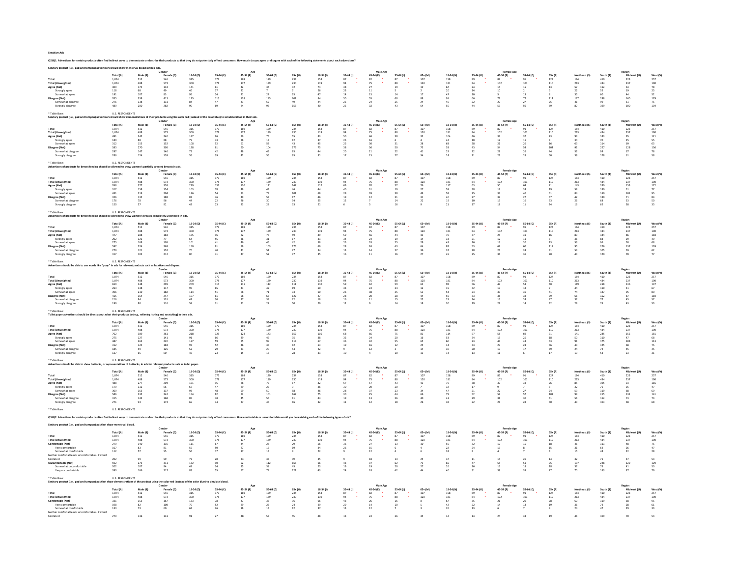**Sensitive Ads**

**QS1Q1: Advertisers for certain products often find indirect ways to demonstrate or describe their products so that they do not potentially offend consumers. How much do you agree or disagree with each of the following statements about such advertisers?**

**Sanitary product (i.e., pad and tampon) advertisers should show menstrual blood in their ads.**

| | | Gender | | Age | | | | Male Age | | | | Female Age | | | | Region | | | |
|---|---|---|---|---|---|---|---|---|---|---|---|---|---|---|---|---|---|---|---|
| | Total (A) | Male (B) | Female (C) | 18-34 (D) | 35-44 (E) | 45-54 (F) | 55-64 (G) | 65+ (H) | 18-34 (I) | 35-44 (J) | 45-54 (K) | 55-64 (L) | 65+ (M) | 18-34 (N) | 35-44 (O) | 45-54 (P) | 55-64 (Q) | 65+ (R) | Northeast (S) | South (T) | Midwest (U) | West (V) |
| Total | 1,074 | 512 | 546 | 315 | 177 | 169 | 179 | 234 | 158 | 87 * | 82 * | 87 * | 107 | 158 | 89 * | 87 * | 91 * | 127 | 184 | 410 | 223 | 257 |
| Total (Unweighted) | 1,074 | 488 | 573 | 300 | 178 | 177 | 189 | 230 | 119 | 94 * | 75 * | 88 * | 120 | 181 | 84 * | 102 | 101 | 110 | 213 | 434 | 237 | 190 |
| Agree (Net) | 309 | 174 | 133 | 141 | 61 | 42 | 34 | 32 | 74 | 38 | 27 | 19 | 19 | 67 | 24 | 15 | 15 | 13 | 57 | 112 | 63 | 78 |
| Strongly agree | 118 | 68 | 49 | 46 | 37 | 21 | 7 | 7 | 26 | 23 | 11 | 5 | 2 | 20 | 14 | 10 | 2 | 5 | 22 | 52 | 19 | 25 |
| Somewhat agree | 191 | 107 | 83 | 95 | 24 | 21 | 27 | 25 | 47 | 14 | 15 | 14 | 17 | 47 | 10 | 5 | 13 | 8 | 35 | 60 | 44 | 52 |
| Disagree (Net) | 765 | 338 | 413 | 175 | 115 | 128 | 145 | 202 | 84 | 50 | 55 | 68 | 88 | 91 | 66 | 72 | 77 | 114 | 127 | 298 | 160 | 179 |
| Somewhat disagree | 276 | 138 | 131 | 84 | 47 | 43 | 52 | 49 | 44 | 25 | 24 | 25 | 24 | 40 | 22 | 20 | 27 | 25 | 41 | 99 | 61 | 75 |
| Strongly disagree | 489 | 200 | 282 | 90 | 69 | 84 | 93 | 153 | 40 | 25 | 32 | 43 | 64 | 50 | 44 | 53 | 50 | 89 | 87 | 199 | 100 | 104 |

* Table Base: U.S. RESPONDENTS

**Sanitary product (i.e., pad and tampon) advertisers should show demonstrations of their products using the color red (instead of the color blue) to simulate blood in their ads.**

| | | Gender | | Age | | | | Male Age | | | | Female Age | | | | Region | | | |
|---|---|---|---|---|---|---|---|---|---|---|---|---|---|---|---|---|---|---|---|
| | Total (A) | Male (B) | Female (C) | 18-34 (D) | 35-44 (E) | 45-54 (F) | 55-64 (G) | 65+ (H) | 18-34 (I) | 35-44 (J) | 45-54 (K) | 55-64 (L) | 65+ (M) | 18-34 (N) | 35-44 (O) | 45-54 (P) | 55-64 (Q) | 65+ (R) | Northeast (S) | South (T) | Midwest (U) | West (V) |
| Total | 1,074 | 512 | 546 | 315 | 177 | 169 | 179 | 234 | 158 | 87 * | 82 * | 87 * | 107 | 158 | 89 * | 87 * | 91 * | 127 | 184 | 410 | 223 | 257 |
| Total (Unweighted) | 1,074 | 488 | 573 | 300 | 178 | 177 | 189 | 230 | 119 | 94 * | 75 * | 88 * | 120 | 181 | 84 * | 102 | 101 | 110 | 213 | 434 | 237 | 190 |
| Agree (Net) | 491 | 242 | 240 | 187 | 96 | 79 | 75 | 55 | 83 | 50 | 46 | 38 | 32 | 104 | 46 | 33 | 37 | 23 | 93 | 183 | 95 | 121 |
| Strongly agree | 180 | 88 | 88 | 79 | 43 | 28 | 18 | 12 | 37 | 25 | 16 | 6 | 4 | 42 | 18 | 12 | 11 | 8 | 30 | 70 | 25 | 55 |
| Somewhat agree | 312 | 155 | 152 | 108 | 52 | 51 | 57 | 43 | 45 | 25 | 30 | 31 | 28 | 63 | 28 | 21 | 26 | 16 | 63 | 114 | 69 | 65 |
| Disagree (Net) | 583 | 270 | 305 | 128 | 81 | 90 | 104 | 179 | 75 | 38 | 36 | 50 | 75 | 53 | 43 | 54 | 54 | 104 | 91 | 227 | 128 | 136 |
| Somewhat disagree | 297 | 147 | 146 | 73 | 42 | 48 | 49 | 85 | 44 | 20 | 21 | 22 | 41 | 29 | 22 | 28 | 26 | 44 | 52 | 99 | 67 | 78 |
| Strongly disagree | 286 | 124 | 159 | 55 | 39 | 42 | 55 | 95 | 31 | 17 | 15 | 27 | 34 | 24 | 21 | 27 | 28 | 60 | 39 | 128 | 61 | 58 |

* Table Base: U.S. RESPONDENTS

**Advertisers of products for breast feeding should be allowed to show women's partially covered breasts in ads.**

| | | Gender | | Age | | | | Male Age | | | | Female Age | | | | Region | | | |
|---|---|---|---|---|---|---|---|---|---|---|---|---|---|---|---|---|---|---|---|
| | Total (A) | Male (B) | Female (C) | 18-34 (D) | 35-44 (E) | 45-54 (F) | 55-64 (G) | 65+ (H) | 18-34 (I) | 35-44 (J) | 45-54 (K) | 55-64 (L) | 65+ (M) | 18-34 (N) | 35-44 (O) | 45-54 (P) | 55-64 (Q) | 65+ (R) | Northeast (S) | South (T) | Midwest (U) | West (V) |
| Total | 1,074 | 512 | 546 | 315 | 177 | 169 | 179 | 234 | 158 | 87 * | 82 * | 87 * | 107 | 158 | 89 * | 87 * | 91 * | 127 | 184 | 410 | 223 | 257 |
| Total (Unweighted) | 1,074 | 488 | 573 | 300 | 178 | 177 | 189 | 230 | 119 | 94 * | 75 * | 88 * | 120 | 181 | 84 * | 102 | 101 | 110 | 213 | 434 | 237 | 190 |
| Agree (Net) | 748 | 377 | 358 | 229 | 131 | 120 | 121 | 147 | 112 | 69 | 70 | 57 | 76 | 117 | 63 | 50 | 64 | 71 | 143 | 280 | 153 | 172 |
| Strongly agree | 317 | 158 | 154 | 103 | 78 | 48 | 43 | 46 | 44 | 40 | 31 | 19 | 27 | 59 | 38 | 17 | 24 | 19 | 59 | 130 | 51 | 77 |
| Somewhat agree | 431 | 219 | 204 | 126 | 54 | 73 | 78 | 101 | 68 | 29 | 39 | 38 | 49 | 58 | 25 | 33 | 40 | 51 | 84 | 150 | 101 | 95 |
| Disagree (Net) | 326 | 135 | 188 | 87 | 46 | 49 | 58 | 87 | 46 | 18 | 12 | 31 | 31 | 40 | 27 | 37 | 27 | 57 | 42 | 130 | 71 | 84 |
| Somewhat disagree | 176 | 78 | 96 | 44 | 22 | 26 | 30 | 54 | 25 | 12 | 7 | 14 | 22 | 19 | 10 | 19 | 16 | 33 | 26 | 68 | 33 | 50 |
| Strongly disagree | 150 | 57 | 92 | 42 | 23 | 23 | 28 | 33 | 21 | 6 | 5 | 16 | 9 | 21 | 17 | 18 | 11 | 24 | 16 | 62 | 38 | 35 |

* Table Base: U.S. RESPONDENTS

**Advertisers of products for breast feeding should be allowed to show women's breasts completely uncovered in ads.**

| | | Gender | | Age | | | | Male Age | | | | Female Age | | | | Region | | | |
|---|---|---|---|---|---|---|---|---|---|---|---|---|---|---|---|---|---|---|---|
| | Total (A) | Male (B) | Female (C) | 18-34 (D) | 35-44 (E) | 45-54 (F) | 55-64 (G) | 65+ (H) | 18-34 (I) | 35-44 (J) | 45-54 (K) | 55-64 (L) | 65+ (M) | 18-34 (N) | 35-44 (O) | 45-54 (P) | 55-64 (Q) | 65+ (R) | Northeast (S) | South (T) | Midwest (U) | West (V) |
| Total | 1,074 | 512 | 546 | 315 | 177 | 169 | 179 | 234 | 158 | 87 * | 82 * | 87 * | 107 | 158 | 89 * | 87 * | 91 * | 127 | 184 | 410 | 223 | 257 |
| Total (Unweighted) | 1,074 | 488 | 573 | 300 | 178 | 177 | 189 | 230 | 119 | 94 * | 75 * | 88 * | 120 | 181 | 84 * | 102 | 101 | 110 | 213 | 434 | 237 | 190 |
| Agree (Net) | 477 | 288 | 183 | 165 | 96 | 82 | 76 | 59 | 89 | 59 | 56 | 44 | 43 | 76 | 37 | 25 | 31 | 16 | 89 | 184 | 86 | 118 |
| Strongly agree | 202 | 121 | 77 | 64 | 55 | 36 | 31 | 17 | 31 | 34 | 24 | 19 | 14 | 33 | 21 | 12 | 11 | 3 | 36 | 88 | 29 | 49 |
| Somewhat agree | 275 | 168 | 105 | 101 | 41 | 46 | 45 | 42 | 58 | 25 | 33 | 25 | 29 | 43 | 16 | 13 | 20 | 13 | 53 | 96 | 58 | 68 |
| Disagree (Net) | 597 | 224 | 363 | 150 | 81 | 88 | 103 | 175 | 69 | 28 | 26 | 43 | 64 | 82 | 53 | 62 | 60 | 111 | 95 | 226 | 137 | 139 |
| Somewhat disagree | 279 | 121 | 152 | 70 | 40 | 41 | 51 | 77 | 34 | 13 | 14 | 27 | 36 | 37 | 28 | 26 | 24 | 41 | 53 | 105 | 59 | 62 |
| Strongly disagree | 317 | 103 | 212 | 80 | 41 | 47 | 52 | 97 | 35 | 16 | 11 | 16 | 27 | 45 | 25 | 36 | 36 | 70 | 43 | 120 | 78 | 77 |

* Table Base: U.S. RESPONDENTS

**Advertisers should be able to use words like "poop" in ads for relevant products such as laxatives and diapers.**

| | | Gender | | Age | | | | Male Age | | | | Female Age | | | | Region | | | |
|---|---|---|---|---|---|---|---|---|---|---|---|---|---|---|---|---|---|---|---|
| | Total (A) | Male (B) | Female (C) | 18-34 (D) | 35-44 (E) | 45-54 (F) | 55-64 (G) | 65+ (H) | 18-34 (I) | 35-44 (J) | 45-54 (K) | 55-64 (L) | 65+ (M) | 18-34 (N) | 35-44 (O) | 45-54 (P) | 55-64 (Q) | 65+ (R) | Northeast (S) | South (T) | Midwest (U) | West (V) |
| Total | 1,074 | 512 | 546 | 315 | 177 | 169 | 179 | 234 | 158 | 87 * | 82 * | 87 * | 107 | 158 | 89 * | 87 * | 91 * | 127 | 184 | 410 | 223 | 257 |
| Total (Unweighted) | 1,074 | 488 | 573 | 300 | 178 | 177 | 189 | 230 | 119 | 94 * | 75 * | 88 * | 120 | 181 | 84 * | 102 | 101 | 110 | 213 | 434 | 237 | 190 |
| Agree (Net) | 659 | 348 | 299 | 209 | 115 | 111 | 112 | 111 | 110 | 59 | 62 | 59 | 63 | 98 | 56 | 49 | 53 | 48 | 119 | 258 | 136 | 147 |
| Strongly agree | 263 | 138 | 117 | 95 | 65 | 43 | 42 | 19 | 50 | 33 | 24 | 24 | 12 | 45 | 32 | 19 | 18 | 7 | 44 | 110 | 41 | 67 |
| Somewhat agree | 396 | 210 | 182 | 114 | 51 | 68 | 71 | 93 | 60 | 26 | 38 | 35 | 51 | 54 | 24 | 30 | 36 | 41 | 74 | 147 | 95 | 80 |
| Disagree (Net) | 415 | 164 | 247 | 107 | 61 | 58 | 66 | 122 | 47 | 28 | 20 | 28 | 44 | 59 | 33 | 38 | 38 | 79 | 66 | 152 | 87 | 110 |
| Somewhat disagree | 216 | 84 | 131 | 47 | 30 | 27 | 39 | 72 | 18 | 16 | 11 | 15 | 25 | 29 | 14 | 16 | 24 | 47 | 37 | 77 | 45 | 57 |
| Strongly disagree | 199 | 80 | 116 | 59 | 31 | 31 | 27 | 50 | 29 | 12 | 9 | 14 | 18 | 30 | 19 | 22 | 14 | 32 | 29 | 75 | 43 | 53 |

* Table Base: U.S. RESPONDENTS

**Toilet paper advertisers should be direct about what their products do (e.g., relieving itching and scratching) in their ads.**

| | | Gender | | Age | | | | Male Age | | | | Female Age | | | | Region | | | |
|---|---|---|---|---|---|---|---|---|---|---|---|---|---|---|---|---|---|---|---|
| | Total (A) | Male (B) | Female (C) | 18-34 (D) | 35-44 (E) | 45-54 (F) | 55-64 (G) | 65+ (H) | 18-34 (I) | 35-44 (J) | 45-54 (K) | 55-64 (L) | 65+ (M) | 18-34 (N) | 35-44 (O) | 45-54 (P) | 55-64 (Q) | 65+ (R) | Northeast (S) | South (T) | Midwest (U) | West (V) |
| Total | 1,074 | 512 | 546 | 315 | 177 | 169 | 179 | 234 | 158 | 87 * | 82 * | 87 * | 107 | 158 | 89 * | 87 * | 91 * | 127 | 184 | 410 | 223 | 257 |
| Total (Unweighted) | 1,074 | 488 | 573 | 300 | 178 | 177 | 189 | 230 | 119 | 94 * | 75 * | 88 * | 120 | 181 | 84 * | 102 | 101 | 110 | 213 | 434 | 237 | 190 |
| Agree (Net) | 762 | 389 | 361 | 218 | 125 | 124 | 143 | 152 | 105 | 68 | 66 | 75 | 81 | 114 | 57 | 58 | 69 | 71 | 141 | 285 | 155 | 181 |
| Strongly agree | 275 | 127 | 141 | 91 | 66 | 39 | 45 | 35 | 38 | 32 | 24 | 20 | 16 | 53 | 34 | 15 | 25 | 18 | 50 | 110 | 47 | 68 |
| Somewhat agree | 487 | 262 | 220 | 127 | 59 | 85 | 99 | 118 | 67 | 36 | 42 | 55 | 65 | 60 | 23 | 43 | 43 | 53 | 91 | 175 | 108 | 113 |
| Disagree (Net) | 312 | 124 | 184 | 97 | 52 | 46 | 35 | 82 | 53 | 19 | 16 | 12 | 25 | 44 | 33 | 29 | 23 | 56 | 43 | 125 | 68 | 75 |
| Somewhat disagree | 185 | 59 | 125 | 52 | 29 | 31 | 20 | 54 | 22 | 9 | 12 | 3 | 14 | 30 | 20 | 19 | 17 | 39 | 24 | 72 | 45 | 45 |
| Strongly disagree | 127 | 65 | 60 | 45 | 23 | 15 | 16 | 28 | 31 | 10 | 4 | 10 | 11 | 14 | 13 | 11 | 6 | 17 | 19 | 53 | 23 | 31 |

* Table Base: U.S. RESPONDENTS

**Advertisers should be able to show buttocks, or representations of buttocks, in ads for relevant products such as toilet paper.**

| | | Gender | | Age | | | | Male Age | | | | Female Age | | | | Region | | | |
|---|---|---|---|---|---|---|---|---|---|---|---|---|---|---|---|---|---|---|---|
| | Total (A) | Male (B) | Female (C) | 18-34 (D) | 35-44 (E) | 45-54 (F) | 55-64 (G) | 65+ (H) | 18-34 (I) | 35-44 (J) | 45-54 (K) | 55-64 (L) | 65+ (M) | 18-34 (N) | 35-44 (O) | 45-54 (P) | 55-64 (Q) | 65+ (R) | Northeast (S) | South (T) | Midwest (U) | West (V) |
| Total | 1,074 | 512 | 546 | 315 | 177 | 169 | 179 | 234 | 158 | 87 * | 82 * | 87 * | 107 | 158 | 89 * | 87 * | 91 * | 127 | 184 | 410 | 223 | 257 |
| Total (Unweighted) | 1,074 | 488 | 573 | 300 | 178 | 177 | 189 | 230 | 119 | 94 * | 75 * | 88 * | 120 | 181 | 84 * | 102 | 101 | 110 | 213 | 434 | 237 | 190 |
| Agree (Net) | 488 | 277 | 204 | 161 | 95 | 88 | 77 | 67 | 82 | 57 | 57 | 43 | 41 | 79 | 38 | 30 | 34 | 26 | 85 | 195 | 93 | 116 |
| Strongly agree | 179 | 112 | 66 | 67 | 47 | 29 | 27 | 9 | 36 | 30 | 20 | 20 | 7 | 32 | 17 | 9 | 7 | 3 | 32 | 76 | 25 | 47 |
| Somewhat agree | 309 | 165 | 137 | 93 | 48 | 59 | 50 | 58 | 46 | 28 | 37 | 23 | 34 | 47 | 21 | 22 | 27 | 24 | 53 | 119 | 68 | 69 |
| Disagree (Net) | 586 | 235 | 342 | 154 | 82 | 82 | 101 | 167 | 75 | 30 | 25 | 44 | 66 | 79 | 52 | 57 | 57 | 101 | 99 | 215 | 131 | 141 |
| Somewhat disagree | 315 | 142 | 168 | 85 | 48 | 45 | 56 | 81 | 44 | 19 | 13 | 26 | 40 | 41 | 29 | 31 | 30 | 41 | 56 | 112 | 73 | 73 |
| Strongly disagree | 271 | 93 | 174 | 69 | 34 | 37 | 45 | 86 | 32 | 11 | 12 | 18 | 26 | 38 | 22 | 26 | 28 | 60 | 43 | 103 | 58 | 68 |

* Table Base: U.S. RESPONDENTS

**QS1Q2: Advertisers for certain products often find indirect ways to demonstrate or describe their products so that they do not potentially offend consumers. How comfortable or uncomfortable would you be watching each of the following types of ads?**

**Sanitary product (i.e., pad and tampon) ads that show menstrual blood.**

| | | Gender | | Age | | | | Male Age | | | | Female Age | | | | Region | | | |
|---|---|---|---|---|---|---|---|---|---|---|---|---|---|---|---|---|---|---|---|
| | Total (A) | Male (B) | Female (C) | 18-34 (D) | 35-44 (E) | 45-54 (F) | 55-64 (G) | 65+ (H) | 18-34 (I) | 35-44 (J) | 45-54 (K) | 55-64 (L) | 65+ (M) | 18-34 (N) | 35-44 (O) | 45-54 (P) | 55-64 (Q) | 65+ (R) | Northeast (S) | South (T) | Midwest (U) | West (V) |
| Total | 1,074 | 512 | 546 | 315 | 177 | 169 | 179 | 234 | 158 | 87 * | 82 * | 87 * | 107 | 158 | 89 * | 87 * | 91 * | 127 | 184 | 410 | 223 | 257 |
| Total (Unweighted) | 1,074 | 488 | 573 | 300 | 178 | 177 | 189 | 230 | 119 | 94 * | 75 * | 88 * | 120 | 181 | 84 * | 102 | 101 | 110 | 213 | 434 | 237 | 190 |
| Comfortable (Net) | 279 | 140 | 136 | 111 | 67 | 44 | 28 | 29 | 56 | 36 | 27 | 13 | 10 | 55 | 32 | 17 | 15 | 18 | 46 | 111 | 48 | 75 |
| Very comfortable | 167 | 83 | 81 | 55 | 50 | 27 | 15 | 19 | 34 | 26 | 15 | 6 | 4 | 22 | 24 | 13 | 8 | 15 | 31 | 62 | 26 | 47 |
| Somewhat comfortable | 112 | 57 | 55 | 56 | 17 | 17 | 13 | 9 | 22 | 9 | 12 | 6 | 6 | 33 | 8 | 4 | 7 | 3 | 15 | 48 | 22 | 28 |
| Neither comfortable nor uncomfortable - I would tolerate it | 202 | 99 | 99 | 72 | 20 | 33 | 38 | 39 | 35 | 9 | 18 | 13 | 25 | 37 | 11 | 15 | 26 | 14 | 32 | 71 | 47 | 53 |
| Uncomfortable (Net) | 592 | 273 | 311 | 132 | 90 | 92 | 112 | 166 | 66 | 43 | 37 | 62 | 71 | 65 | 47 | 55 | 51 | 95 | 107 | 228 | 129 | 129 |
| Somewhat uncomfortable | 202 | 107 | 94 | 49 | 34 | 35 | 38 | 45 | 23 | 19 | 19 | 20 | 27 | 26 | 16 | 16 | 18 | 18 | 37 | 75 | 41 | 50 |
| Very uncomfortable | 390 | 166 | 217 | 83 | 55 | 57 | 74 | 121 | 43 | 24 | 18 | 42 | 44 | 40 | 31 | 39 | 33 | 77 | 70 | 153 | 87 | 79 |

* Table Base: U.S. RESPONDENTS

**Sanitary product (i.e., pad and tampon) ads that show demonstrations of the product using the color red (instead of the color blue) to simulate blood.**

| | | Gender | | Age | | | | Male Age | | | | Female Age | | | | Region | | | |
|---|---|---|---|---|---|---|---|---|---|---|---|---|---|---|---|---|---|---|---|
| | Total (A) | Male (B) | Female (C) | 18-34 (D) | 35-44 (E) | 45-54 (F) | 55-64 (G) | 65+ (H) | 18-34 (I) | 35-44 (J) | 45-54 (K) | 55-64 (L) | 65+ (M) | 18-34 (N) | 35-44 (O) | 45-54 (P) | 55-64 (Q) | 65+ (R) | Northeast (S) | South (T) | Midwest (U) | West (V) |
| Total | 1,074 | 512 | 546 | 315 | 177 | 169 | 179 | 234 | 158 | 87 * | 82 * | 87 * | 107 | 158 | 89 * | 87 * | 91 * | 127 | 184 | 410 | 223 | 257 |
| Total (Unweighted) | 1,074 | 488 | 573 | 300 | 178 | 177 | 189 | 230 | 119 | 94 * | 75 * | 88 * | 120 | 181 | 84 * | 102 | 101 | 110 | 213 | 434 | 237 | 190 |
| Comfortable (Net) | 331 | 155 | 167 | 133 | 78 | 47 | 36 | 36 | 66 | 43 | 26 | 16 | 8 | 67 | 35 | 21 | 20 | 28 | 60 | 119 | 58 | 95 |
| Very comfortable | 198 | 82 | 108 | 70 | 52 | 29 | 23 | 24 | 29 | 29 | 14 | 10 | 5 | 42 | 22 | 14 | 13 | 19 | 36 | 72 | 28 | 61 |
| Somewhat comfortable | 133 | 73 | 60 | 63 | 26 | 18 | 14 | 12 | 37 | 13 | 12 | 7 | 3 | 26 | 13 | 6 | 7 | 9 | 24 | 47 | 29 | 33 |
| Neither comfortable nor uncomfortable - I would tolerate it | 279 | 146 | 131 | 91 | 27 | 48 | 58 | 55 | 48 | 13 | 24 | 26 | 35 | 42 | 14 | 24 | 33 | 19 | 46 | 109 | 70 | 54 |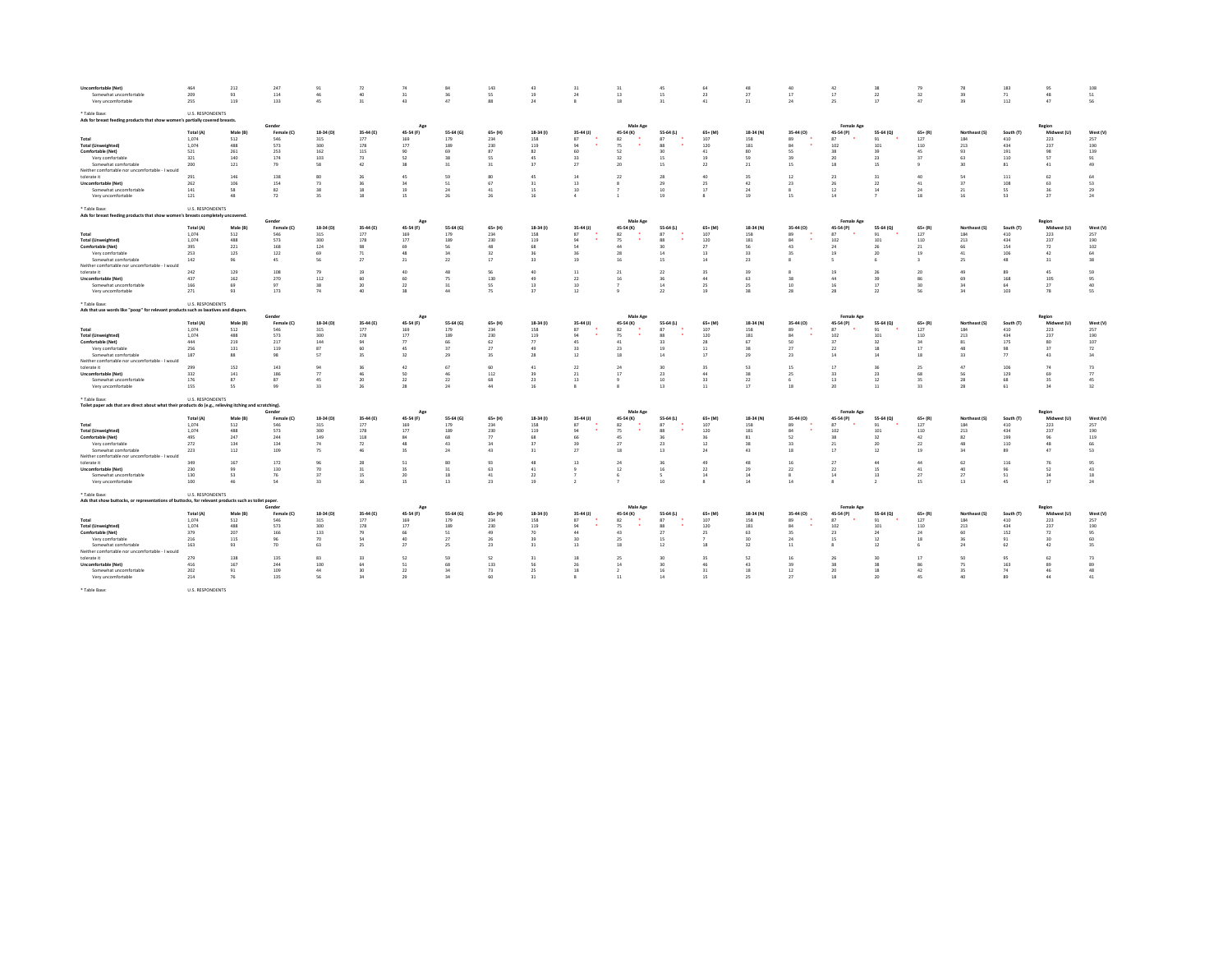| | Total (A) | Male (B) | Female (C) | 18-34 (D) | 35-44 (E) | 45-54 (F) | 55-64 (G) | 65+ (H) | 18-34 (I) | 35-44 (J) | 45-54 (K) | 55-64 (L) | 65+ (M) | 18-34 (N) | 35-44 (O) | 45-54 (P) | 55-64 (Q) | 65+ (R) | Northeast (S) | South (T) | Midwest (U) | West (V) |
|---|---|---|---|---|---|---|---|---|---|---|---|---|---|---|---|---|---|---|---|---|---|---|
| Uncomfortable (Net) | 464 | 212 | 247 | 91 | 72 | 74 | 84 | 143 | 43 | 31 | 31 | 45 | 64 | 48 | 40 | 42 | 38 | 79 | 78 | 183 | 95 | 108 |
| Somewhat uncomfortable | 209 | 93 | 114 | 46 | 40 | 31 | 36 | 55 | 19 | 24 | 13 | 15 | 23 | 27 | 17 | 17 | 22 | 32 | 39 | 71 | 48 | 51 |
| Very uncomfortable | 255 | 119 | 133 | 45 | 31 | 43 | 47 | 88 | 24 | 8 | 18 | 31 | 41 | 21 | 24 | 25 | 17 | 47 | 39 | 112 | 47 | 56 |

* Table Base: U.S. RESPONDENTS

**Ads for breast feeding products that show women's partially covered breasts.**

| | Gender | | | Age | | | | | Male Age | | | | | Female Age | | | | | Region | | | |
|---|---|---|---|---|---|---|---|---|---|---|---|---|---|---|---|---|---|---|---|---|---|---|
| | Total (A) | Male (B) | Female (C) | 18-34 (D) | 35-44 (E) | 45-54 (F) | 55-64 (G) | 65+ (H) | 18-34 (I) | 35-44 (J) | 45-54 (K) | 55-64 (L) | 65+ (M) | 18-34 (N) | 35-44 (O) | 45-54 (P) | 55-64 (Q) | 65+ (R) | Northeast (S) | South (T) | Midwest (U) | West (V) |
| **Total** | 1,074 | 512 | 546 | 315 | 177 | 169 | 179 | 234 | 158 | 87 * | 82 * | 87 * | 107 | 158 | 89 * | 87 * | 91 * | 127 | 184 | 410 | 223 | 257 |
| **Total (Unweighted)** | 1,074 | 488 | 573 | 300 | 178 | 177 | 189 | 230 | 119 | 94 * | 75 * | 88 * | 120 | 181 | 84 * | 102 | 101 | 110 | 213 | 434 | 237 | 190 |
| **Comfortable (Net)** | 521 | 261 | 253 | 162 | 115 | 90 | 69 | 87 | 82 | 60 | 52 | 30 | 41 | 80 | 55 | 38 | 39 | 45 | 93 | 191 | 98 | 139 |
| Very comfortable | 321 | 140 | 174 | 103 | 73 | 52 | 38 | 55 | 45 | 33 | 32 | 15 | 19 | 59 | 39 | 20 | 23 | 37 | 63 | 110 | 57 | 91 |
| Somewhat comfortable | 200 | 121 | 79 | 58 | 42 | 38 | 31 | 31 | 37 | 27 | 20 | 15 | 22 | 21 | 15 | 18 | 15 | 9 | 30 | 81 | 41 | 49 |
| Neither comfortable nor uncomfortable - I would tolerate it | 291 | 146 | 138 | 80 | 26 | 45 | 59 | 80 | 45 | 14 | 22 | 28 | 40 | 35 | 12 | 23 | 31 | 40 | 54 | 111 | 62 | 64 |
| **Uncomfortable (Net)** | 262 | 106 | 154 | 73 | 36 | 34 | 51 | 67 | 31 | 13 | 8 | 29 | 25 | 42 | 23 | 26 | 22 | 41 | 37 | 108 | 63 | 53 |
| Somewhat uncomfortable | 141 | 58 | 82 | 38 | 18 | 19 | 24 | 41 | 15 | 10 | 7 | 10 | 17 | 24 | 8 | 12 | 14 | 24 | 21 | 55 | 36 | 29 |
| Very uncomfortable | 121 | 48 | 72 | 35 | 18 | 15 | 26 | 26 | 16 | 4 | 1 | 19 | 8 | 19 | 15 | 14 | 7 | 18 | 16 | 53 | 27 | 24 |

* Table Base: U.S. RESPONDENTS

**Ads for breast feeding products that show women's breasts completely uncovered.**

| | Gender | | | Age | | | | | Male Age | | | | | Female Age | | | | | Region | | | |
|---|---|---|---|---|---|---|---|---|---|---|---|---|---|---|---|---|---|---|---|---|---|---|
| | Total (A) | Male (B) | Female (C) | 18-34 (D) | 35-44 (E) | 45-54 (F) | 55-64 (G) | 65+ (H) | 18-34 (I) | 35-44 (J) | 45-54 (K) | 55-64 (L) | 65+ (M) | 18-34 (N) | 35-44 (O) | 45-54 (P) | 55-64 (Q) | 65+ (R) | Northeast (S) | South (T) | Midwest (U) | West (V) |
| **Total** | 1,074 | 512 | 546 | 315 | 177 | 169 | 179 | 234 | 158 | 87 * | 82 * | 87 * | 107 | 158 | 89 * | 87 * | 91 * | 127 | 184 | 410 | 223 | 257 |
| **Total (Unweighted)** | 1,074 | 488 | 573 | 300 | 178 | 177 | 189 | 230 | 119 | 94 * | 75 * | 88 * | 120 | 181 | 84 * | 102 | 101 | 110 | 213 | 434 | 237 | 190 |
| **Comfortable (Net)** | 395 | 221 | 168 | 124 | 98 | 69 | 56 | 48 | 68 | 54 | 44 | 30 | 27 | 56 | 43 | 24 | 26 | 21 | 66 | 154 | 72 | 102 |
| Very comfortable | 253 | 125 | 122 | 69 | 71 | 48 | 34 | 32 | 36 | 36 | 28 | 14 | 13 | 33 | 35 | 19 | 20 | 19 | 41 | 106 | 42 | 64 |
| Somewhat comfortable | 142 | 96 | 45 | 56 | 27 | 21 | 22 | 17 | 33 | 19 | 16 | 15 | 14 | 23 | 8 | 5 | 6 | 3 | 25 | 48 | 31 | 38 |
| Neither comfortable nor uncomfortable - I would tolerate it | 242 | 129 | 108 | 79 | 19 | 40 | 48 | 56 | 40 | 11 | 21 | 22 | 35 | 39 | 8 | 19 | 26 | 20 | 49 | 89 | 45 | 59 |
| **Uncomfortable (Net)** | 437 | 162 | 270 | 112 | 60 | 60 | 75 | 130 | 49 | 22 | 16 | 36 | 44 | 63 | 38 | 44 | 39 | 86 | 69 | 168 | 105 | 95 |
| Somewhat uncomfortable | 166 | 69 | 97 | 38 | 20 | 22 | 31 | 55 | 13 | 10 | 7 | 14 | 25 | 25 | 10 | 16 | 17 | 30 | 34 | 64 | 27 | 40 |
| Very uncomfortable | 271 | 93 | 173 | 74 | 40 | 38 | 44 | 75 | 37 | 12 | 9 | 22 | 19 | 38 | 28 | 28 | 22 | 56 | 34 | 103 | 78 | 55 |

* Table Base: U.S. RESPONDENTS

**Ads that use words like "poop" for relevant products such as laxatives and diapers.**

| | Gender | | | Age | | | | | Male Age | | | | | Female Age | | | | | Region | | | |
|---|---|---|---|---|---|---|---|---|---|---|---|---|---|---|---|---|---|---|---|---|---|---|
| | Total (A) | Male (B) | Female (C) | 18-34 (D) | 35-44 (E) | 45-54 (F) | 55-64 (G) | 65+ (H) | 18-34 (I) | 35-44 (J) | 45-54 (K) | 55-64 (L) | 65+ (M) | 18-34 (N) | 35-44 (O) | 45-54 (P) | 55-64 (Q) | 65+ (R) | Northeast (S) | South (T) | Midwest (U) | West (V) |
| **Total** | 1,074 | 512 | 546 | 315 | 177 | 169 | 179 | 234 | 158 | 87 * | 82 * | 87 * | 107 | 158 | 89 * | 87 * | 91 * | 127 | 184 | 410 | 223 | 257 |
| **Total (Unweighted)** | 1,074 | 488 | 573 | 300 | 178 | 177 | 189 | 230 | 119 | 94 * | 75 * | 88 * | 120 | 181 | 84 * | 102 | 101 | 110 | 213 | 434 | 237 | 190 |
| **Comfortable (Net)** | 444 | 219 | 217 | 144 | 94 | 77 | 66 | 62 | 77 | 45 | 41 | 33 | 28 | 67 | 50 | 37 | 32 | 34 | 81 | 175 | 80 | 107 |
| Very comfortable | 256 | 131 | 119 | 87 | 60 | 45 | 37 | 27 | 49 | 33 | 23 | 19 | 11 | 38 | 27 | 22 | 18 | 17 | 48 | 98 | 37 | 72 |
| Somewhat comfortable | 187 | 88 | 98 | 57 | 35 | 32 | 29 | 35 | 28 | 12 | 18 | 14 | 17 | 29 | 23 | 14 | 14 | 18 | 33 | 77 | 43 | 34 |
| Neither comfortable nor uncomfortable - I would tolerate it | 299 | 152 | 143 | 94 | 36 | 42 | 67 | 60 | 41 | 22 | 24 | 30 | 35 | 53 | 15 | 17 | 36 | 25 | 47 | 106 | 74 | 73 |
| **Uncomfortable (Net)** | 332 | 141 | 186 | 77 | 46 | 50 | 46 | 112 | 39 | 21 | 17 | 23 | 44 | 38 | 25 | 33 | 23 | 68 | 56 | 129 | 69 | 77 |
| Somewhat uncomfortable | 176 | 87 | 87 | 45 | 20 | 22 | 22 | 68 | 23 | 13 | 9 | 10 | 33 | 22 | 6 | 13 | 12 | 35 | 28 | 68 | 35 | 45 |
| Very uncomfortable | 155 | 55 | 99 | 33 | 26 | 28 | 24 | 44 | 16 | 8 | 8 | 13 | 11 | 17 | 18 | 20 | 11 | 33 | 28 | 61 | 34 | 32 |

* Table Base: U.S. RESPONDENTS

**Toilet paper ads that are direct about what their products do (e.g., relieving itching and scratching).**

| | Gender | | | Age | | | | | Male Age | | | | | Female Age | | | | | Region | | | |
|---|---|---|---|---|---|---|---|---|---|---|---|---|---|---|---|---|---|---|---|---|---|---|
| | Total (A) | Male (B) | Female (C) | 18-34 (D) | 35-44 (E) | 45-54 (F) | 55-64 (G) | 65+ (H) | 18-34 (I) | 35-44 (J) | 45-54 (K) | 55-64 (L) | 65+ (M) | 18-34 (N) | 35-44 (O) | 45-54 (P) | 55-64 (Q) | 65+ (R) | Northeast (S) | South (T) | Midwest (U) | West (V) |
| **Total** | 1,074 | 512 | 546 | 315 | 177 | 169 | 179 | 234 | 158 | 87 * | 82 * | 87 * | 107 | 158 | 89 * | 87 * | 91 * | 127 | 184 | 410 | 223 | 257 |
| **Total (Unweighted)** | 1,074 | 488 | 573 | 300 | 178 | 177 | 189 | 230 | 119 | 94 * | 75 * | 88 * | 120 | 181 | 84 * | 102 | 101 | 110 | 213 | 434 | 237 | 190 |
| **Comfortable (Net)** | 495 | 247 | 244 | 149 | 118 | 84 | 68 | 77 | 68 | 66 | 45 | 36 | 36 | 81 | 52 | 38 | 32 | 42 | 82 | 199 | 96 | 119 |
| Very comfortable | 272 | 134 | 134 | 74 | 72 | 48 | 43 | 34 | 37 | 39 | 27 | 23 | 12 | 38 | 33 | 21 | 20 | 22 | 48 | 110 | 48 | 66 |
| Somewhat comfortable | 223 | 112 | 109 | 75 | 46 | 35 | 24 | 43 | 31 | 27 | 18 | 13 | 24 | 43 | 18 | 17 | 12 | 19 | 34 | 89 | 47 | 53 |
| Neither comfortable nor uncomfortable - I would tolerate it | 349 | 167 | 172 | 96 | 28 | 51 | 80 | 93 | 48 | 13 | 24 | 36 | 49 | 48 | 16 | 27 | 44 | 44 | 62 | 116 | 76 | 95 |
| **Uncomfortable (Net)** | 230 | 99 | 130 | 70 | 31 | 35 | 31 | 63 | 41 | 9 | 12 | 16 | 22 | 29 | 22 | 22 | 15 | 41 | 40 | 96 | 52 | 43 |
| Somewhat uncomfortable | 130 | 53 | 76 | 37 | 15 | 20 | 18 | 41 | 22 | 7 | 6 | 5 | 14 | 14 | 8 | 14 | 13 | 27 | 27 | 51 | 34 | 18 |
| Very uncomfortable | 100 | 46 | 54 | 33 | 16 | 15 | 13 | 23 | 19 | 2 | 7 | 10 | 8 | 14 | 14 | 8 | 2 | 15 | 13 | 45 | 17 | 24 |

* Table Base: U.S. RESPONDENTS

**Ads that show buttocks, or representations of buttocks, for relevant products such as toilet paper.**

| | Gender | | | Age | | | | | Male Age | | | | | Female Age | | | | | Region | | | |
|---|---|---|---|---|---|---|---|---|---|---|---|---|---|---|---|---|---|---|---|---|---|---|
| | Total (A) | Male (B) | Female (C) | 18-34 (D) | 35-44 (E) | 45-54 (F) | 55-64 (G) | 65+ (H) | 18-34 (I) | 35-44 (J) | 45-54 (K) | 55-64 (L) | 65+ (M) | 18-34 (N) | 35-44 (O) | 45-54 (P) | 55-64 (Q) | 65+ (R) | Northeast (S) | South (T) | Midwest (U) | West (V) |
| **Total** | 1,074 | 512 | 546 | 315 | 177 | 169 | 179 | 234 | 158 | 87 * | 82 * | 87 * | 107 | 158 | 89 * | 87 * | 91 * | 127 | 184 | 410 | 223 | 257 |
| **Total (Unweighted)** | 1,074 | 488 | 573 | 300 | 178 | 177 | 189 | 230 | 119 | 94 * | 75 * | 88 * | 120 | 181 | 84 * | 102 | 101 | 110 | 213 | 434 | 237 | 190 |
| **Comfortable (Net)** | 379 | 207 | 166 | 133 | 79 | 66 | 51 | 49 | 70 | 44 | 43 | 27 | 25 | 63 | 35 | 23 | 24 | 24 | 60 | 152 | 72 | 95 |
| Very comfortable | 216 | 115 | 96 | 70 | 54 | 40 | 27 | 26 | 39 | 30 | 25 | 15 | 7 | 30 | 24 | 15 | 12 | 18 | 36 | 91 | 30 | 60 |
| Somewhat comfortable | 163 | 93 | 70 | 63 | 25 | 27 | 25 | 23 | 31 | 13 | 18 | 12 | 18 | 32 | 11 | 8 | 12 | 6 | 24 | 62 | 42 | 35 |
| Neither comfortable nor uncomfortable - I would tolerate it | 279 | 138 | 135 | 83 | 33 | 52 | 59 | 52 | 31 | 18 | 25 | 30 | 35 | 52 | 16 | 26 | 30 | 17 | 50 | 95 | 62 | 73 |
| **Uncomfortable (Net)** | 416 | 167 | 244 | 100 | 64 | 51 | 68 | 133 | 56 | 26 | 14 | 30 | 46 | 43 | 39 | 38 | 38 | 86 | 75 | 163 | 89 | 89 |
| Somewhat uncomfortable | 202 | 91 | 109 | 44 | 30 | 22 | 34 | 73 | 25 | 18 | 2 | 16 | 31 | 18 | 12 | 20 | 18 | 42 | 35 | 74 | 46 | 48 |
| Very uncomfortable | 214 | 76 | 135 | 56 | 34 | 29 | 34 | 60 | 31 | 8 | 11 | 14 | 15 | 25 | 27 | 18 | 20 | 45 | 40 | 89 | 44 | 41 |

* Table Base: U.S. RESPONDENTS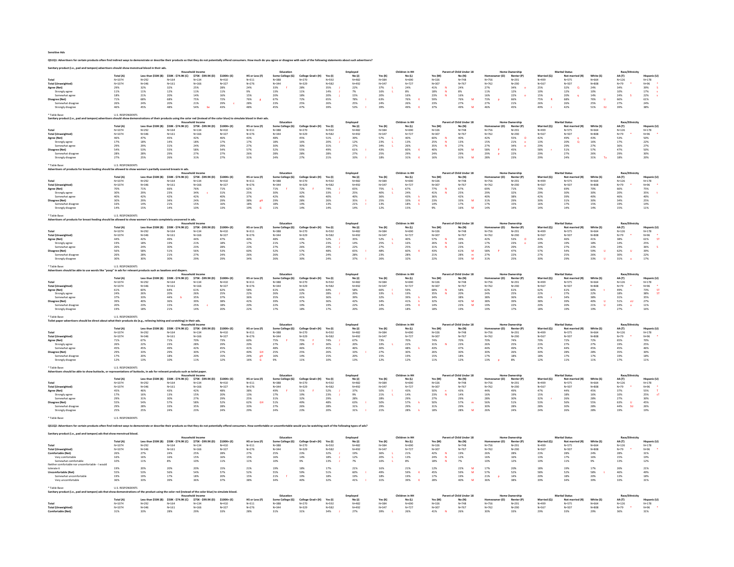**Sensitive Ads**

**QS1Q1: Advertisers for certain products often find indirect ways to demonstrate or describe their products so that they do not potentially offend consumers. How much do you agree or disagree with each of the following statements about such advertisers?**

**Sanitary product (i.e., pad and tampon) advertisers should show menstrual blood in their ads.**

| | | Household Income | | | | Education | | | Employed | | Children in HH | | Parent of Child Under 18 | | Home Ownership | | Marital Status | | Race/Ethnicity | | |
|---|---|---|---|---|---|---|---|---|---|---|---|---|---|---|---|---|---|---|---|---|---|
| | Total (A) | Less than $50K (B) | $50K - $74.9K (C) | $75K - $99.9K (D) | $100K+ (E) | HS or Less (F) | Some College (G) | College Grad+ (H) | Yes (I) | No (J) | Yes (K) | No (L) | Yes (M) | No (N) | Homeowner (O) | Renter (P) | Married (Q) | Not married (R) | White (S) | AA (T) | Hispanic (U) |
| Total | N=1074 | N=292 | N=164 | N=134 | N=410 | N=311 | N=388 | N=270 | N=592 | N=482 | N=384 | N=690 | N=326 | N=748 | N=756 | N=291 | N=499 | N=575 | N=664 | N=126 | N=178 |
| Total (Unweighted) | N=1074 | N=346 | N=161 | N=166 | N=327 | N=276 | N=344 | N=329 | N=582 | N=492 | N=347 | N=727 | N=307 | N=767 | N=762 | N=290 | N=567 | N=507 | N=808 | N=79 * | N=96 * |
| **Agree (Net)** | 29% | 32% | 32% | 25% | 28% | 24% | 33% f | 28% | 35% J | 22% | 37% L | 24% | 41% N | 24% | 27% | 34% o | 25% | 32% Q | 24% | 34% | 39% S |
| Strongly agree | 11% | 11% | 12% | 11% | 11% | 9% | 13% | 11% | 14% J | 7% | 16% L | 8% | 18% N | 8% | 11% | 12% | 10% | 12% | 10% | 10% | 17% s |
| Somewhat agree | 18% | 21% | 20% | 14% | 16% | 15% | 20% | 18% | 20% j | 15% | 20% | 16% | 23% N | 16% | 16% | 22% o | 15% | 20% q | 14% | 24% S | 22% s |
| **Disagree (Net)** | 71% | 68% | 68% | 75% | 72% | 76% g | 67% | 72% | 65% | 78% I | 63% | 76% K | 59% | 76% M | 73% p | 66% | 75% R | 68% | 76% U | 66% | 61% |
| Somewhat disagree | 26% | 24% | 20% | 21% | 29% c | 28% | 23% | 25% | 26% | 25% | 24% | 26% | 23% | 27% | 27% | 21% | 26% | 26% | 25% | 27% | 24% |
| Strongly disagree | 46% | 45% | 48% | 54% be | 43% | 48% | 45% | 47% | 39% | 53% I | 39% | 49% K | 37% | 49% M | 46% | 45% | 49% r | 42% | 51% tU | 39% | 38% |

* Table Base: U.S. RESPONDENTS

**Sanitary product (i.e., pad and tampon) advertisers should show demonstrations of their products using the color red (instead of the color blue) to simulate blood in their ads.**

| | | Household Income | | | | Education | | | Employed | | Children in HH | | Parent of Child Under 18 | | Home Ownership | | Marital Status | | Race/Ethnicity | | |
|---|---|---|---|---|---|---|---|---|---|---|---|---|---|---|---|---|---|---|---|---|---|
| | Total (A) | Less than $50K (B) | $50K - $74.9K (C) | $75K - $99.9K (D) | $100K+ (E) | HS or Less (F) | Some College (G) | College Grad+ (H) | Yes (I) | No (J) | Yes (K) | No (L) | Yes (M) | No (N) | Homeowner (O) | Renter (P) | Married (Q) | Not married (R) | White (S) | AA (T) | Hispanic (U) |
| Total | N=1074 | N=292 | N=164 | N=134 | N=410 | N=311 | N=388 | N=270 | N=592 | N=482 | N=384 | N=690 | N=326 | N=748 | N=756 | N=291 | N=499 | N=575 | N=664 | N=126 | N=178 |
| Total (Unweighted) | N=1074 | N=346 | N=161 | N=166 | N=327 | N=276 | N=344 | N=329 | N=582 | N=492 | N=347 | N=727 | N=307 | N=767 | N=762 | N=290 | N=567 | N=507 | N=808 | N=79 * | N=96 * |
| **Agree (Net)** | 46% | 47% | 45% | 42% | 46% | 43% | 48% | 45% | 51% J | 39% | 57% L | 40% | 60% N | 40% | 42% | 55% O | 42% | 49% q | 43% | 53% | 50% |
| Strongly agree | 17% | 18% | 14% | 18% | 17% | 17% | 18% | 16% | 20% J | 12% | 23% L | 13% | 25% N | 13% | 15% | 21% o | 13% | 20% Q | 16% | 17% | 22% |
| Somewhat agree | 29% | 29% | 31% | 24% | 29% | 27% | 30% | 30% | 31% | 27% | 34% L | 26% | 35% N | 27% | 27% | 34% o | 29% | 29% | 27% | 36% | 27% |
| **Disagree (Net)** | 54% | 53% | 55% | 58% | 54% | 57% | 52% | 55% | 49% | 61% I | 43% | 60% K | 40% | 60% M | 58% P | 45% | 58% r | 51% | 57% | 47% | 50% |
| Somewhat disagree | 28% | 28% | 29% | 27% | 27% | 26% | 28% | 28% | 28% | 27% | 25% | 29% | 24% | 29% | 29% p | 22% | 29% | 27% | 26% | 29% | 30% |
| Strongly disagree | 27% | 25% | 26% | 31% | 27% | 31% | 24% | 27% | 21% | 33% I | 18% | 31% K | 16% | 31% M | 28% | 23% | 29% | 24% | 31% Tu | 18% | 20% |

* Table Base: U.S. RESPONDENTS

**Advertisers of products for breast feeding should be allowed to show women's partially covered breasts in ads.**

| | | Household Income | | | | Education | | | Employed | | Children in HH | | Parent of Child Under 18 | | Home Ownership | | Marital Status | | Race/Ethnicity | | |
|---|---|---|---|---|---|---|---|---|---|---|---|---|---|---|---|---|---|---|---|---|---|
| | Total (A) | Less than $50K (B) | $50K - $74.9K (C) | $75K - $99.9K (D) | $100K+ (E) | HS or Less (F) | Some College (G) | College Grad+ (H) | Yes (I) | No (J) | Yes (K) | No (L) | Yes (M) | No (N) | Homeowner (O) | Renter (P) | Married (Q) | Not married (R) | White (S) | AA (T) | Hispanic (U) |
| Total | N=1074 | N=292 | N=164 | N=134 | N=410 | N=311 | N=388 | N=270 | N=592 | N=482 | N=384 | N=690 | N=326 | N=748 | N=756 | N=291 | N=499 | N=575 | N=664 | N=126 | N=178 |
| Total (Unweighted) | N=1074 | N=346 | N=161 | N=166 | N=327 | N=276 | N=344 | N=329 | N=582 | N=492 | N=347 | N=727 | N=307 | N=767 | N=762 | N=290 | N=567 | N=507 | N=808 | N=79 * | N=96 * |
| **Agree (Net)** | 70% | 71% | 66% | 76% | 71% | 62% | 71% f | 72% F | 74% J | 65% | 75% L | 67% | 77% N | 67% | 69% | 71% | 70% | 69% | 70% | 66% | 75% |
| Strongly agree | 30% | 29% | 23% | 34% c | 31% | 25% | 30% | 32% | 33% J | 25% | 40% L | 24% | 41% N | 25% | 29% | 32% | 29% | 30% | 30% | 20% | 35% t |
| Somewhat agree | 40% | 42% | 42% | 42% | 40% | 37% | 42% | 40% | 40% | 40% | 36% | 43% k | 36% | 42% | 40% | 38% | 42% | 39% | 40% | 46% | 40% |
| **Disagree (Net)** | 30% | 29% | 34% | 24% | 29% | 38% gH | 29% | 28% | 26% | 35% I | 25% | 33% K | 23% | 33% M | 31% | 29% | 30% | 31% | 30% | 34% | 25% |
| Somewhat disagree | 16% | 14% | 21% | 15% | 16% | 18% | 18% | 14% | 13% | 21% I | 13% | 18% k | 14% | 17% | 17% | 15% | 16% | 17% | 16% | 19% | 14% |
| Strongly disagree | 14% | 15% | 14% | 10% | 13% | 19% G | 11% | 14% | 14% | 14% | 12% | 15% | 9% | 16% M | 14% | 14% | 14% | 14% | 14% | 15% | 11% |

* Table Base: U.S. RESPONDENTS

**Advertisers of products for breast feeding should be allowed to show women's breasts completely uncovered in ads.**

| | | Household Income | | | | Education | | | Employed | | Children in HH | | Parent of Child Under 18 | | Home Ownership | | Marital Status | | Race/Ethnicity | | |
|---|---|---|---|---|---|---|---|---|---|---|---|---|---|---|---|---|---|---|---|---|---|
| | Total (A) | Less than $50K (B) | $50K - $74.9K (C) | $75K - $99.9K (D) | $100K+ (E) | HS or Less (F) | Some College (G) | College Grad+ (H) | Yes (I) | No (J) | Yes (K) | No (L) | Yes (M) | No (N) | Homeowner (O) | Renter (P) | Married (Q) | Not married (R) | White (S) | AA (T) | Hispanic (U) |
| Total | N=1074 | N=292 | N=164 | N=134 | N=410 | N=311 | N=388 | N=270 | N=592 | N=482 | N=384 | N=690 | N=326 | N=748 | N=756 | N=291 | N=499 | N=575 | N=664 | N=126 | N=178 |
| Total (Unweighted) | N=1074 | N=346 | N=161 | N=166 | N=327 | N=276 | N=344 | N=329 | N=582 | N=492 | N=347 | N=727 | N=307 | N=767 | N=762 | N=290 | N=567 | N=507 | N=808 | N=79 * | N=96 * |
| **Agree (Net)** | 44% | 42% | 49% | 44% | 47% | 40% | 48% | 43% | 52% J | 35% | 52% L | 40% | 57% N | 39% | 42% | 53% O | 43% | 46% | 41% | 38% | 61% ST |
| Strongly agree | 19% | 18% | 19% | 21% | 18% | 17% | 21% | 17% | 23% J | 14% | 25% L | 16% | 26% N | 16% | 17% | 23% o | 19% | 19% | 18% | 14% | 25% |
| Somewhat agree | 26% | 24% | 30% | 23% | 28% | 23% | 27% | 26% | 29% J | 22% | 27% | 25% | 31% N | 23% | 25% | 29% | 24% | 27% | 23% | 24% | 36% S |
| **Disagree (Net)** | 56% | 58% | 51% | 56% | 53% | 60% | 52% | 57% | 48% | 65% I | 48% | 60% K | 43% | 61% M | 58% P | 47% | 57% | 54% | 59% U | 62% U | 39% |
| Somewhat disagree | 26% | 28% | 21% | 27% | 24% | 26% | 26% | 27% | 24% | 28% | 23% | 28% | 21% | 28% m | 27% | 22% | 27% | 25% | 26% | 30% | 22% |
| Strongly disagree | 30% | 30% | 29% | 29% | 29% | 34% | 26% | 30% | 24% | 37% I | 26% | 32% | 22% | 33% M | 31% | 25% | 30% | 29% | 33% U | 31% u | 17% |

* Table Base: U.S. RESPONDENTS

**Advertisers should be able to use words like "poop" in ads for relevant products such as laxatives and diapers.**

| | | Household Income | | | | Education | | | Employed | | Children in HH | | Parent of Child Under 18 | | Home Ownership | | Marital Status | | Race/Ethnicity | | |
|---|---|---|---|---|---|---|---|---|---|---|---|---|---|---|---|---|---|---|---|---|---|
| | Total (A) | Less than $50K (B) | $50K - $74.9K (C) | $75K - $99.9K (D) | $100K+ (E) | HS or Less (F) | Some College (G) | College Grad+ (H) | Yes (I) | No (J) | Yes (K) | No (L) | Yes (M) | No (N) | Homeowner (O) | Renter (P) | Married (Q) | Not married (R) | White (S) | AA (T) | Hispanic (U) |
| Total | N=1074 | N=292 | N=164 | N=134 | N=410 | N=311 | N=388 | N=270 | N=592 | N=482 | N=384 | N=690 | N=326 | N=748 | N=756 | N=291 | N=499 | N=575 | N=664 | N=126 | N=178 |
| Total (Unweighted) | N=1074 | N=346 | N=161 | N=166 | N=327 | N=276 | N=344 | N=329 | N=582 | N=492 | N=347 | N=727 | N=307 | N=767 | N=762 | N=290 | N=567 | N=507 | N=808 | N=79 * | N=96 * |
| **Agree (Net)** | 61% | 60% | 64% | 61% | 62% | 58% | 61% | 63% | 64% | 58% | 66% l | 59% | 68% N | 58% | 62% | 61% | 62% | 61% | 60% t | 49% | 73% ST |
| Strongly agree | 24% | 26% | 20% | 26% | 25% | 22% | 26% | 22% | 28% J | 20% | 33% L | 19% | 35% N | 20% | 24% | 25% | 22% | 27% | 22% | 18% | 38% ST |
| Somewhat agree | 37% | 33% | 44% b | 35% | 37% | 36% | 35% | 41% | 36% | 38% | 32% | 39% k | 34% | 38% | 38% | 36% | 40% r | 34% | 38% | 31% | 35% |
| **Disagree (Net)** | 39% | 40% | 36% | 39% | 38% | 42% | 39% | 37% | 36% | 42% | 34% | 41% k | 32% | 42% M | 38% | 39% | 38% | 39% | 40% U | 51% sU | 27% |
| Somewhat disagree | 20% | 23% | 15% | 25% c | 18% | 20% | 22% | 19% | 19% | 22% | 14% | 24% K | 14% | 23% M | 19% | 22% | 20% | 20% | 21% U | 24% u | 11% |
| Strongly disagree | 19% | 18% | 21% | 14% | 20% | 22% | 17% | 18% | 17% | 20% | 20% | 18% | 18% | 19% | 19% | 17% | 18% | 19% | 19% | 27% | 16% |

* Table Base: U.S. RESPONDENTS

**Toilet paper advertisers should be direct about what their products do (e.g., relieving itching and scratching) in their ads.**

| | | Household Income | | | | Education | | | Employed | | Children in HH | | Parent of Child Under 18 | | Home Ownership | | Marital Status | | Race/Ethnicity | | |
|---|---|---|---|---|---|---|---|---|---|---|---|---|---|---|---|---|---|---|---|---|---|
| | Total (A) | Less than $50K (B) | $50K - $74.9K (C) | $75K - $99.9K (D) | $100K+ (E) | HS or Less (F) | Some College (G) | College Grad+ (H) | Yes (I) | No (J) | Yes (K) | No (L) | Yes (M) | No (N) | Homeowner (O) | Renter (P) | Married (Q) | Not married (R) | White (S) | AA (T) | Hispanic (U) |
| Total | N=1074 | N=292 | N=164 | N=134 | N=410 | N=311 | N=388 | N=270 | N=592 | N=482 | N=384 | N=690 | N=326 | N=748 | N=756 | N=291 | N=499 | N=575 | N=664 | N=126 | N=178 |
| Total (Unweighted) | N=1074 | N=346 | N=161 | N=166 | N=327 | N=276 | N=344 | N=329 | N=582 | N=492 | N=347 | N=727 | N=307 | N=767 | N=762 | N=290 | N=567 | N=507 | N=808 | N=79 * | N=96 * |
| **Agree (Net)** | 71% | 67% | 71% | 70% | 73% | 60% | 75% F | 75% F | 74% J | 67% | 73% | 70% | 74% | 70% | 70% | 74% | 70% | 72% | 72% | 65% | 70% |
| Strongly agree | 26% | 22% | 23% | 28% | 29% | 20% | 27% | 28% F | 30% J | 20% | 33% L | 22% | 31% N | 23% | 26% | 25% | 23% | 27% | 27% | 19% | 25% |
| Somewhat agree | 45% | 45% | 49% | 42% | 45% | 41% | 48% | 46% | 45% | 46% | 40% | 48% k | 43% | 47% | 44% | 49% | 47% | 44% | 45% | 45% | 46% |
| **Disagree (Net)** | 29% | 33% | 29% | 30% | 27% | 40% GH | 25% | 25% | 26% | 33% I | 27% | 30% | 26% | 30% | 30% | 26% | 30% | 28% | 28% | 35% | 30% |
| Somewhat disagree | 17% | 20% | 18% | 20% | 15% | 24% gH | 16% | 14% | 15% | 20% | 15% | 19% | 15% | 18% | 17% | 18% | 18% | 17% | 17% | 19% | 18% |
| Strongly disagree | 12% | 13% | 10% | 11% | 12% | 16% G | 9% | 11% | 10% | 13% | 12% | 12% | 11% | 12% | 13% p | 8% | 12% | 11% | 11% | 17% | 11% |

* Table Base: U.S. RESPONDENTS

**Advertisers should be able to show buttocks, or representations of buttocks, in ads for relevant products such as toilet paper.**

| | | Household Income | | | | Education | | | Employed | | Children in HH | | Parent of Child Under 18 | | Home Ownership | | Marital Status | | Race/Ethnicity | | |
|---|---|---|---|---|---|---|---|---|---|---|---|---|---|---|---|---|---|---|---|---|---|
| | Total (A) | Less than $50K (B) | $50K - $74.9K (C) | $75K - $99.9K (D) | $100K+ (E) | HS or Less (F) | Some College (G) | College Grad+ (H) | Yes (I) | No (J) | Yes (K) | No (L) | Yes (M) | No (N) | Homeowner (O) | Renter (P) | Married (Q) | Not married (R) | White (S) | AA (T) | Hispanic (U) |
| Total | N=1074 | N=292 | N=164 | N=134 | N=410 | N=311 | N=388 | N=270 | N=592 | N=482 | N=384 | N=690 | N=326 | N=748 | N=756 | N=291 | N=499 | N=575 | N=664 | N=126 | N=178 |
| Total (Unweighted) | N=1074 | N=346 | N=161 | N=166 | N=327 | N=276 | N=344 | N=329 | N=582 | N=492 | N=347 | N=727 | N=307 | N=767 | N=762 | N=290 | N=567 | N=507 | N=808 | N=79 * | N=96 * |
| **Agree (Net)** | 45% | 46% | 43% | 42% | 48% | 38% | 49% F | 51% F | 52% J | 37% | 50% l | 43% | 50% n | 43% | 44% | 49% | 47% | 44% | 45% | 37% | 55% T |
| Strongly agree | 17% | 16% | 13% | 15% | 20% | 13% | 17% | 19% | 23% J | 9% | 21% L | 14% | 23% N | 14% | 16% | 19% | 15% | 18% | 16% | 10% | 25% T |
| Somewhat agree | 29% | 31% | 30% | 27% | 29% | 25% | 31% | 32% | 29% | 28% | 28% | 29% | 27% | 29% | 28% | 30% | 32% r | 26% | 28% | 27% | 30% |
| **Disagree (Net)** | 55% | 54% | 57% | 58% | 52% | 62% GH | 51% | 49% | 48% | 63% I | 50% | 57% k | 50% | 57% m | 56% | 51% | 53% | 56% | 55% | 63% U | 45% |
| Somewhat disagree | 30% | 28% | 33% | 35% | 28% | 33% | 27% | 26% | 28% | 31% | 29% | 29% | 31% | 29% | 30% | 28% | 28% | 30% | 28% | 44% SU | 26% |
| Strongly disagree | 25% | 25% | 24% | 23% | 24% | 29% | 24% | 23% | 20% | 31% I | 21% | 28% k | 18% | 28% M | 26% | 24% | 24% | 26% | 28% | 19% | 19% |

* Table Base: U.S. RESPONDENTS

**QS1Q2: Advertisers for certain products often find indirect ways to demonstrate or describe their products so that they do not potentially offend consumers. How comfortable or uncomfortable would you be watching each of the following types of ads?**

**Sanitary product (i.e., pad and tampon) ads that show menstrual blood.**

| | | Household Income | | | | Education | | | Employed | | Children in HH | | Parent of Child Under 18 | | Home Ownership | | Marital Status | | Race/Ethnicity | | |
|---|---|---|---|---|---|---|---|---|---|---|---|---|---|---|---|---|---|---|---|---|---|
| | Total (A) | Less than $50K (B) | $50K - $74.9K (C) | $75K - $99.9K (D) | $100K+ (E) | HS or Less (F) | Some College (G) | College Grad+ (H) | Yes (I) | No (J) | Yes (K) | No (L) | Yes (M) | No (N) | Homeowner (O) | Renter (P) | Married (Q) | Not married (R) | White (S) | AA (T) | Hispanic (U) |
| Total | N=1074 | N=292 | N=164 | N=134 | N=410 | N=311 | N=388 | N=270 | N=592 | N=482 | N=384 | N=690 | N=326 | N=748 | N=756 | N=291 | N=499 | N=575 | N=664 | N=126 | N=178 |
| Total (Unweighted) | N=1074 | N=346 | N=161 | N=166 | N=327 | N=276 | N=344 | N=329 | N=582 | N=492 | N=347 | N=727 | N=307 | N=767 | N=762 | N=290 | N=567 | N=507 | N=808 | N=79 * | N=96 * |
| **Comfortable (Net)** | 26% | 27% | 24% | 25% | 28% | 27% | 25% | 23% | 32% J | 19% | 36% L | 21% | 42% N | 19% | 26% | 28% | 23% | 28% | 24% | 28% | 31% |
| Very comfortable | 16% | 16% | 16% | 15% | 16% | 15% | 16% | 14% | 18% J | 12% | 20% L | 13% | 24% N | 12% | 16% | 16% | 13% | 17% | 16% | 15% | 19% |
| Somewhat comfortable | 10% | 11% | 8% | 10% | 11% | 11% | 10% | 9% | 13% J | 7% | 16% L | 8% | 18% N | 7% | 10% | 12% | 10% | 11% | 9% | 13% | 12% |
| Neither comfortable nor uncomfortable - I would tolerate it | 19% | 20% | 20% | 20% | 15% | 21% | 19% | 18% | 17% | 21% | 16% | 21% | 12% | 22% M | 17% | 20% | 18% | 19% | 17% | 26% | 21% |
| **Uncomfortable (Net)** | 55% | 53% | 56% | 54% | 57% | 52% | 55% | 59% | 51% | 60% I | 49% | 59% K | 45% | 59% M | 57% | 52% | 58% | 52% | 58% t | 46% | 49% |
| Somewhat uncomfortable | 19% | 19% | 17% | 18% | 20% | 15% | 21% f | 19% | 18% | 19% | 18% | 19% | 17% | 19% | 21% p | 14% | 20% | 18% | 20% | 13% | 18% |
| Very uncomfortable | 36% | 33% | 39% | 36% | 37% | 38% | 34% | 40% | 32% | 41% I | 31% | 39% K | 28% | 40% M | 36% | 38% | 39% | 34% | 39% | 33% | 31% |

* Table Base: U.S. RESPONDENTS

**Sanitary product (i.e., pad and tampon) ads that show demonstrations of the product using the color red (instead of the color blue) to simulate blood.**

| | | Household Income | | | | Education | | | Employed | | Children in HH | | Parent of Child Under 18 | | Home Ownership | | Marital Status | | Race/Ethnicity | | |
|---|---|---|---|---|---|---|---|---|---|---|---|---|---|---|---|---|---|---|---|---|---|
| | Total (A) | Less than $50K (B) | $50K - $74.9K (C) | $75K - $99.9K (D) | $100K+ (E) | HS or Less (F) | Some College (G) | College Grad+ (H) | Yes (I) | No (J) | Yes (K) | No (L) | Yes (M) | No (N) | Homeowner (O) | Renter (P) | Married (Q) | Not married (R) | White (S) | AA (T) | Hispanic (U) |
| Total | N=1074 | N=292 | N=164 | N=134 | N=410 | N=311 | N=388 | N=270 | N=592 | N=482 | N=384 | N=690 | N=326 | N=748 | N=756 | N=291 | N=499 | N=575 | N=664 | N=126 | N=178 |
| Total (Unweighted) | N=1074 | N=346 | N=161 | N=166 | N=327 | N=276 | N=344 | N=329 | N=582 | N=492 | N=347 | N=727 | N=307 | N=767 | N=762 | N=290 | N=567 | N=507 | N=808 | N=79 * | N=96 * |
| **Comfortable (Net)** | 31% | 33% | 28% | 29% | 31% | 28% | 31% | 31% | 34% J | 27% | 39% L | 26% | 41% N | 26% | 30% | 33% | 29% | 33% | 29% | 36% | 31% |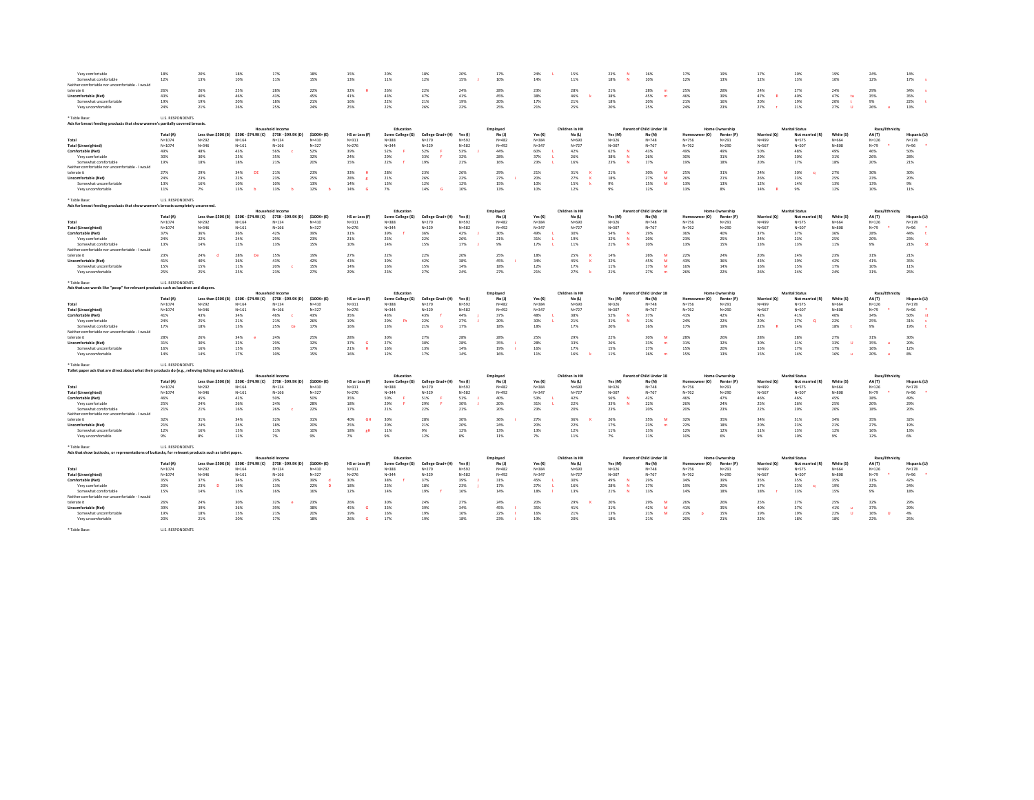| | Total (A) | Less than $50K (B) | $50K - $74.9K (C) | $75K - $99.9K (D) | $100K+ (E) | HS or Less (F) | Some College (G) | College Grad+ (H) | Yes (I) | No (J) | Yes (K) | No (L) | Yes (M) | No (N) | Homeowner (O) | Renter (P) | Married (Q) | Not married (R) | White (S) | AA (T) | Hispanic (U) |
|---|---|---|---|---|---|---|---|---|---|---|---|---|---|---|---|---|---|---|---|---|---|
| Very comfortable | 18% | 20% | 18% | 17% | 18% | 15% | 20% | 18% | 20% | 17% | 24% L | 15% | 23% N | 16% | 17% | 19% | 17% | 20% | 19% | 24% | 14% |
| Somewhat comfortable | 12% | 13% | 10% | 11% | 15% | 13% | 11% | 12% | 15% J | 10% | 14% | 11% | 18% N | 10% | 12% | 13% | 12% | 13% | 10% | 12% | 17% s |
| Neither comfortable nor uncomfortable - I would tolerate it | 26% | 26% | 25% | 28% | 22% | 32% H | 26% | 22% | 24% | 28% | 23% | 28% | 21% | 28% m | 25% | 28% | 24% | 27% | 24% | 29% | 34% s |
| Uncomfortable (Net) | 43% | 40% | 46% | 43% | 45% | 41% | 43% | 47% | 41% | 45% | 38% | 46% k | 38% | 45% m | 46% | 39% | 47% R | 40% | 47% tu | 35% | 35% |
| Somewhat uncomfortable | 19% | 19% | 20% | 18% | 21% | 16% | 22% | 21% | 19% | 20% | 17% | 21% | 18% | 20% | 21% | 16% | 20% | 19% | 20% t | 9% | 22% t |
| Very uncomfortable | 24% | 21% | 26% | 25% | 24% | 25% | 22% | 26% | 22% | 25% | 21% | 25% | 20% | 25% | 24% | 23% | 27% r | 21% | 27% U | 26% u | 13% |

* Table Base: U.S. RESPONDENTS

**Ads for breast feeding products that show women's partially covered breasts.**

| | Household Income | | | | | Education | | | Employed | | Children in HH | | Parent of Child Under 18 | | Home Ownership | | Marital Status | | Race/Ethnicity | | |
|---|---|---|---|---|---|---|---|---|---|---|---|---|---|---|---|---|---|---|---|---|---|
| | Total (A) | Less than $50K (B) | $50K - $74.9K (C) | $75K - $99.9K (D) | $100K+ (E) | HS or Less (F) | Some College (G) | College Grad+ (H) | Yes (I) | No (J) | Yes (K) | No (L) | Yes (M) | No (N) | Homeowner (O) | Renter (P) | Married (Q) | Not married (R) | White (S) | AA (T) | Hispanic (U) |
| Total | N=1074 | N=292 | N=164 | N=134 | N=410 | N=311 | N=388 | N=270 | N=592 | N=482 | N=384 | N=690 | N=326 | N=748 | N=756 | N=291 | N=499 | N=575 | N=664 | N=126 | N=178 |
| Total (Unweighted) | N=1074 | N=346 | N=161 | N=166 | N=327 | N=276 | N=344 | N=329 | N=582 | N=492 | N=347 | N=727 | N=307 | N=767 | N=762 | N=290 | N=567 | N=507 | N=808 | N=79 * | N=96 * |
| Comfortable (Net) | 49% | 48% | 43% | 56% c | 52% | 39% | 52% F | 52% F | 53% J | 44% | 60% L | 42% | 62% N | 43% | 49% | 49% | 50% | 48% | 49% | 46% | 50% |
| Very comfortable | 30% | 30% | 25% | 35% | 32% | 24% | 29% | 33% F | 32% | 28% | 37% L | 26% | 38% N | 26% | 30% | 31% | 29% | 30% | 31% | 26% | 28% |
| Somewhat comfortable | 19% | 18% | 18% | 21% | 20% | 15% | 22% f | 19% | 21% | 16% | 23% L | 16% | 23% N | 17% | 19% | 18% | 20% | 17% | 18% | 20% | 21% |
| Neither comfortable nor uncomfortable - I would tolerate it | 27% | 29% | 34% DE | 21% | 23% | 33% H | 28% | 23% | 26% | 29% | 21% | 31% K | 21% | 30% M | 25% | 31% | 24% | 30% q | 27% | 30% | 30% |
| Uncomfortable (Net) | 24% | 23% | 22% | 23% | 25% | 28% g | 21% | 26% | 22% | 27% I | 20% | 27% K | 18% | 27% M | 26% | 21% | 26% | 23% | 25% | 23% | 20% |
| Somewhat uncomfortable | 13% | 16% | 10% | 10% | 13% | 14% | 13% | 12% | 12% | 15% | 10% | 15% k | 9% | 15% M | 13% | 13% | 12% | 14% | 13% | 13% | 9% |
| Very uncomfortable | 11% | 7% | 13% b | 13% b | 12% b | 14% G | 7% | 14% G | 10% | 13% | 10% | 12% | 9% | 12% | 13% | 8% | 14% R | 9% | 12% | 10% | 11% |

* Table Base: U.S. RESPONDENTS

**Ads for breast feeding products that show women's breasts completely uncovered.**

| | Household Income | | | | | Education | | | Employed | | Children in HH | | Parent of Child Under 18 | | Home Ownership | | Marital Status | | Race/Ethnicity | | |
|---|---|---|---|---|---|---|---|---|---|---|---|---|---|---|---|---|---|---|---|---|---|
| | Total (A) | Less than $50K (B) | $50K - $74.9K (C) | $75K - $99.9K (D) | $100K+ (E) | HS or Less (F) | Some College (G) | College Grad+ (H) | Yes (I) | No (J) | Yes (K) | No (L) | Yes (M) | No (N) | Homeowner (O) | Renter (P) | Married (Q) | Not married (R) | White (S) | AA (T) | Hispanic (U) |
| Total | N=1074 | N=292 | N=164 | N=134 | N=410 | N=311 | N=388 | N=270 | N=592 | N=482 | N=384 | N=690 | N=326 | N=748 | N=756 | N=291 | N=499 | N=575 | N=664 | N=126 | N=178 |
| Total (Unweighted) | N=1074 | N=346 | N=161 | N=166 | N=327 | N=276 | N=344 | N=329 | N=582 | N=492 | N=347 | N=727 | N=307 | N=767 | N=762 | N=290 | N=567 | N=507 | N=808 | N=79 * | N=96 * |
| Comfortable (Net) | 37% | 36% | 36% | 42% | 39% | 31% | 39% f | 36% | 42% J | 30% | 49% L | 30% | 54% N | 29% | 36% | 40% | 37% | 37% | 36% | 28% | 44% t |
| Very comfortable | 24% | 22% | 24% | 29% | 23% | 21% | 25% | 22% | 26% | 21% | 31% L | 19% | 32% N | 20% | 23% | 25% | 24% | 23% | 25% | 20% | 23% |
| Somewhat comfortable | 13% | 14% | 12% | 13% | 15% | 10% | 14% | 15% | 17% J | 9% | 17% L | 11% | 21% N | 10% | 13% | 15% | 13% | 13% | 11% | 9% | 21% St |
| Neither comfortable nor uncomfortable - I would tolerate it | 23% | 24% d | 28% De | 15% | 19% | 27% | 22% | 22% | 20% | 25% | 18% | 25% K | 14% | 26% M | 22% | 24% | 20% | 24% | 23% | 31% | 21% |
| Uncomfortable (Net) | 41% | 40% | 36% | 43% | 42% | 43% | 39% | 42% | 38% | 45% I | 34% | 45% K | 32% | 45% M | 43% | 36% | 43% | 39% | 42% | 41% | 35% |
| Somewhat uncomfortable | 15% | 15% | 11% | 20% c | 15% | 14% | 16% | 15% | 14% | 18% | 12% | 17% | 11% | 17% M | 16% | 14% | 16% | 15% | 17% | 10% | 11% |
| Very uncomfortable | 25% | 25% | 25% | 23% | 27% | 29% | 23% | 27% | 24% | 27% | 21% | 27% k | 21% | 27% m | 26% | 22% | 26% | 24% | 24% | 31% | 25% |

* Table Base: U.S. RESPONDENTS

**Ads that use words like "poop" for relevant products such as laxatives and diapers.**

| | Household Income | | | | | Education | | | Employed | | Children in HH | | Parent of Child Under 18 | | Home Ownership | | Marital Status | | Race/Ethnicity | | |
|---|---|---|---|---|---|---|---|---|---|---|---|---|---|---|---|---|---|---|---|---|---|
| | Total (A) | Less than $50K (B) | $50K - $74.9K (C) | $75K - $99.9K (D) | $100K+ (E) | HS or Less (F) | Some College (G) | College Grad+ (H) | Yes (I) | No (J) | Yes (K) | No (L) | Yes (M) | No (N) | Homeowner (O) | Renter (P) | Married (Q) | Not married (R) | White (S) | AA (T) | Hispanic (U) |
| Total | N=1074 | N=292 | N=164 | N=134 | N=410 | N=311 | N=388 | N=270 | N=592 | N=482 | N=384 | N=690 | N=326 | N=748 | N=756 | N=291 | N=499 | N=575 | N=664 | N=126 | N=178 |
| Total (Unweighted) | N=1074 | N=346 | N=161 | N=166 | N=327 | N=276 | N=344 | N=329 | N=582 | N=492 | N=347 | N=727 | N=307 | N=767 | N=762 | N=290 | N=567 | N=507 | N=808 | N=79 * | N=96 * |
| Comfortable (Net) | 41% | 43% | 34% | 46% c | 43% | 35% | 43% | 43% f | 44% j | 37% | 48% L | 38% | 52% N | 37% | 41% | 42% | 42% | 41% | 40% | 34% | 50% st |
| Very comfortable | 24% | 25% | 21% | 21% | 26% | 19% | 29% Fh | 22% | 27% J | 20% | 30% L | 21% | 31% N | 21% | 24% | 22% | 20% | 27% Q | 22% | 25% | 31% s |
| Somewhat comfortable | 17% | 18% | 13% | 25% Ce | 17% | 16% | 13% | 21% G | 17% | 18% | 18% | 17% | 20% | 16% | 17% | 19% | 22% R | 14% | 18% t | 9% | 19% t |
| Neither comfortable nor uncomfortable - I would tolerate it | 28% | 26% | 34% e | 24% | 25% | 28% | 30% | 27% | 28% | 28% | 25% | 29% | 22% | 30% M | 28% | 26% | 28% | 28% | 27% | 31% | 30% |
| Uncomfortable (Net) | 31% | 30% | 32% | 29% | 32% | 37% G | 27% | 30% | 28% | 35% I | 28% | 33% | 26% | 33% m | 31% | 32% | 30% | 31% | 33% U | 35% u | 20% |
| Somewhat uncomfortable | 16% | 16% | 15% | 19% | 17% | 21% H | 16% | 13% | 14% | 19% I | 16% | 17% | 15% | 17% | 15% | 20% | 15% | 17% | 17% | 16% | 12% |
| Very uncomfortable | 14% | 14% | 17% | 10% | 15% | 16% | 12% | 17% | 14% | 16% | 11% | 16% k | 11% | 16% m | 15% | 13% | 15% | 14% | 16% u | 20% u | 8% |

* Table Base: U.S. RESPONDENTS

**Toilet paper ads that are direct about what their products do (e.g., relieving itching and scratching).**

| | Household Income | | | | | Education | | | Employed | | Children in HH | | Parent of Child Under 18 | | Home Ownership | | Marital Status | | Race/Ethnicity | | |
|---|---|---|---|---|---|---|---|---|---|---|---|---|---|---|---|---|---|---|---|---|---|
| | Total (A) | Less than $50K (B) | $50K - $74.9K (C) | $75K - $99.9K (D) | $100K+ (E) | HS or Less (F) | Some College (G) | College Grad+ (H) | Yes (I) | No (J) | Yes (K) | No (L) | Yes (M) | No (N) | Homeowner (O) | Renter (P) | Married (Q) | Not married (R) | White (S) | AA (T) | Hispanic (U) |
| Total | N=1074 | N=292 | N=164 | N=134 | N=410 | N=311 | N=388 | N=270 | N=592 | N=482 | N=384 | N=690 | N=326 | N=748 | N=756 | N=291 | N=499 | N=575 | N=664 | N=126 | N=178 |
| Total (Unweighted) | N=1074 | N=346 | N=161 | N=166 | N=327 | N=276 | N=344 | N=329 | N=582 | N=492 | N=347 | N=727 | N=307 | N=767 | N=762 | N=290 | N=567 | N=507 | N=808 | N=79 * | N=96 * |
| Comfortable (Net) | 46% | 45% | 42% | 50% | 50% | 35% | 50% F | 51% F | 51% J | 40% | 53% L | 42% | 56% N | 42% | 46% | 47% | 46% | 46% | 45% | 38% | 49% |
| Very comfortable | 25% | 24% | 26% | 24% | 28% | 18% | 29% F | 29% F | 30% J | 20% | 31% L | 22% | 33% N | 22% | 26% | 24% | 25% | 26% | 25% | 20% | 29% |
| Somewhat comfortable | 21% | 21% | 16% | 26% c | 22% | 17% | 21% | 22% | 21% | 20% | 23% | 20% | 23% | 20% | 20% | 23% | 22% | 20% | 20% | 18% | 20% |
| Neither comfortable nor uncomfortable - I would tolerate it | 32% | 31% | 34% | 32% | 31% | 40% GH | 30% | 28% | 30% | 36% I | 27% | 36% K | 26% | 35% M | 32% | 35% | 34% | 31% | 34% | 35% | 32% |
| Uncomfortable (Net) | 21% | 24% | 24% | 18% | 20% | 25% | 20% | 21% | 20% | 24% | 20% | 22% | 17% | 23% m | 22% | 18% | 20% | 23% | 21% | 27% | 19% |
| Somewhat uncomfortable | 12% | 16% | 13% | 11% | 10% | 18% gH | 11% | 9% | 12% | 13% | 13% | 12% | 11% | 13% | 12% | 12% | 11% | 13% | 12% | 16% | 13% |
| Very uncomfortable | 9% | 8% | 12% | 7% | 9% | 7% | 9% | 12% | 8% | 11% | 7% | 11% | 7% | 11% | 10% | 6% | 9% | 10% | 9% | 12% | 6% |

* Table Base: U.S. RESPONDENTS

**Ads that show buttocks, or representations of buttocks, for relevant products such as toilet paper.**

| | Household Income | | | | | Education | | | Employed | | Children in HH | | Parent of Child Under 18 | | Home Ownership | | Marital Status | | Race/Ethnicity | | |
|---|---|---|---|---|---|---|---|---|---|---|---|---|---|---|---|---|---|---|---|---|---|
| | Total (A) | Less than $50K (B) | $50K - $74.9K (C) | $75K - $99.9K (D) | $100K+ (E) | HS or Less (F) | Some College (G) | College Grad+ (H) | Yes (I) | No (J) | Yes (K) | No (L) | Yes (M) | No (N) | Homeowner (O) | Renter (P) | Married (Q) | Not married (R) | White (S) | AA (T) | Hispanic (U) |
| Total | N=1074 | N=292 | N=164 | N=134 | N=410 | N=311 | N=388 | N=270 | N=592 | N=482 | N=384 | N=690 | N=326 | N=748 | N=756 | N=291 | N=499 | N=575 | N=664 | N=126 | N=178 |
| Total (Unweighted) | N=1074 | N=346 | N=161 | N=166 | N=327 | N=276 | N=344 | N=329 | N=582 | N=492 | N=347 | N=727 | N=307 | N=767 | N=762 | N=290 | N=567 | N=507 | N=808 | N=79 * | N=96 * |
| Comfortable (Net) | 35% | 37% | 34% | 29% | 39% d | 30% | 38% f | 37% | 39% J | 31% | 45% L | 30% | 49% N | 29% | 34% | 39% | 35% | 35% | 35% | 31% | 42% |
| Very comfortable | 20% | 23% D | 19% | 13% | 22% D | 18% | 23% | 18% | 23% j | 17% | 27% L | 16% | 28% N | 17% | 19% | 20% | 17% | 22% q | 19% | 22% | 24% |
| Somewhat comfortable | 15% | 14% | 15% | 16% | 16% | 12% | 14% | 19% f | 16% | 14% | 18% l | 13% | 21% N | 13% | 14% | 18% | 18% r | 13% | 15% | 9% | 18% |
| Neither comfortable nor uncomfortable - I would tolerate it | 26% | 24% | 30% | 32% e | 23% | 26% | 30% | 24% | 27% | 24% | 20% | 29% K | 20% | 29% M | 26% | 26% | 25% | 27% | 25% | 32% | 29% |
| Uncomfortable (Net) | 39% | 39% | 36% | 39% | 38% | 45% G | 33% | 39% | 34% | 45% I | 35% | 41% | 31% | 42% M | 41% | 35% | 40% | 37% | 41% u | 37% | 29% |
| Somewhat uncomfortable | 19% | 18% | 15% | 21% | 20% | 19% | 16% | 19% | 16% | 22% I | 16% | 21% | 13% | 21% M | 21% p | 15% | 19% | 19% | 22% U | 16% U | 4% |
| Very uncomfortable | 20% | 21% | 20% | 17% | 18% | 26% G | 17% | 19% | 18% | 23% I | 19% | 20% | 18% | 21% | 20% | 21% | 22% | 18% | 18% | 22% | 25% |

* Table Base: U.S. RESPONDENTS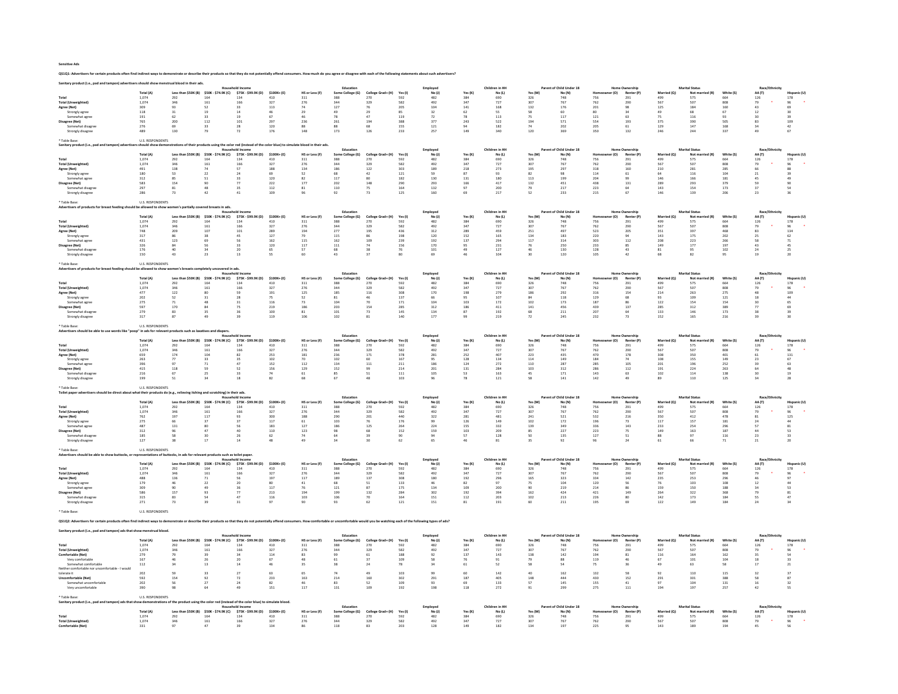Sensitive Ads

QS1Q1: Advertisers for certain products often find indirect ways to demonstrate or describe their products so that they do not potentially offend consumers. How much do you agree or disagree with each of the following statements about such advertisers?

Sanitary product (i.e., pad and tampon) advertisers should show menstrual blood in their ads.

| | | Household Income | | | | Education | | | Employed | | Children in HH | | Parent of Child Under 18 | | Home Ownership | | Marital Status | | Race/Ethnicity | | |
|---|---|---|---|---|---|---|---|---|---|---|---|---|---|---|---|---|---|---|---|---|---|
| | Total (A) | Less than $50K (B) | $50K - $74.9K (C) | $75K - $99.9K (D) | $100K+ (E) | HS or Less (F) | Some College (G) | College Grad+ (H) | Yes (I) | No (J) | Yes (K) | No (L) | Yes (M) | No (N) | Homeowner (O) | Renter (P) | Married (Q) | Not married (R) | White (S) | AA (T) | Hispanic (U) |
| Total | 1,074 | 292 | 164 | 134 | 410 | 311 | 388 | 270 | 592 | 482 | 384 | 690 | 326 | 748 | 756 | 291 | 499 | 575 | 664 | 126 | 178 |
| Total (Unweighted) | 1,074 | 346 | 161 | 166 | 327 | 276 | 344 | 329 | 582 | 492 | 347 | 727 | 307 | 767 | 762 | 290 | 567 | 507 | 808 | 79 * | 96 * |
| Agree (Net) | 309 | 93 | 52 | 33 | 113 | 74 | 127 | 76 | 205 | 104 | 141 | 168 | 132 | 176 | 201 | 98 | 125 | 184 | 160 | 43 | 69 |
| Strongly agree | 118 | 31 | 19 | 14 | 46 | 29 | 49 | 29 | 85 | 32 | 62 | 55 | 58 | 60 | 80 | 34 | 49 | 68 | 67 | 12 | 30 |
| Somewhat agree | 191 | 62 | 33 | 19 | 67 | 46 | 78 | 47 | 119 | 72 | 78 | 113 | 75 | 117 | 121 | 63 | 75 | 116 | 93 | 30 | 39 |
| Disagree (Net) | 765 | 200 | 112 | 101 | 297 | 236 | 261 | 194 | 388 | 377 | 243 | 522 | 194 | 571 | 554 | 193 | 375 | 390 | 505 | 83 | 109 |
| Somewhat disagree | 276 | 69 | 33 | 28 | 120 | 88 | 88 | 68 | 155 | 121 | 94 | 182 | 74 | 202 | 205 | 61 | 129 | 147 | 168 | 34 | 42 |
| Strongly disagree | 489 | 130 | 79 | 72 | 176 | 148 | 173 | 126 | 233 | 257 | 149 | 340 | 120 | 369 | 350 | 132 | 246 | 244 | 337 | 49 | 67 |

* Table Base: U.S. RESPONDENTS

Sanitary product (i.e., pad and tampon) advertisers should show demonstrations of their products using the color red (instead of the color blue) to simulate blood in their ads.

| | | Household Income | | | | Education | | | Employed | | Children in HH | | Parent of Child Under 18 | | Home Ownership | | Marital Status | | Race/Ethnicity | | |
|---|---|---|---|---|---|---|---|---|---|---|---|---|---|---|---|---|---|---|---|---|---|
| | Total (A) | Less than $50K (B) | $50K - $74.9K (C) | $75K - $99.9K (D) | $100K+ (E) | HS or Less (F) | Some College (G) | College Grad+ (H) | Yes (I) | No (J) | Yes (K) | No (L) | Yes (M) | No (N) | Homeowner (O) | Renter (P) | Married (Q) | Not married (R) | White (S) | AA (T) | Hispanic (U) |
| Total | 1,074 | 292 | 164 | 134 | 410 | 311 | 388 | 270 | 592 | 482 | 384 | 690 | 326 | 748 | 756 | 291 | 499 | 575 | 664 | 126 | 178 |
| Total (Unweighted) | 1,074 | 346 | 161 | 166 | 327 | 276 | 344 | 329 | 582 | 492 | 347 | 727 | 307 | 767 | 762 | 290 | 567 | 507 | 808 | 79 * | 96 * |
| Agree (Net) | 491 | 138 | 74 | 57 | 188 | 134 | 186 | 122 | 303 | 189 | 218 | 273 | 195 | 297 | 318 | 160 | 210 | 281 | 285 | 66 | 88 |
| Strongly agree | 180 | 53 | 22 | 24 | 69 | 52 | 68 | 42 | 121 | 59 | 87 | 93 | 82 | 98 | 114 | 61 | 64 | 116 | 104 | 21 | 39 |
| Somewhat agree | 312 | 85 | 51 | 33 | 120 | 82 | 117 | 80 | 182 | 130 | 131 | 180 | 113 | 199 | 204 | 99 | 146 | 166 | 181 | 45 | 49 |
| Disagree (Net) | 583 | 154 | 90 | 77 | 222 | 177 | 202 | 148 | 290 | 293 | 166 | 417 | 132 | 451 | 438 | 131 | 289 | 293 | 379 | 59 | 90 |
| Somewhat disagree | 297 | 81 | 48 | 35 | 112 | 81 | 110 | 75 | 164 | 132 | 97 | 200 | 79 | 217 | 223 | 64 | 143 | 154 | 173 | 37 | 54 |
| Strongly disagree | 286 | 73 | 42 | 41 | 109 | 96 | 92 | 73 | 125 | 160 | 69 | 217 | 52 | 233 | 215 | 67 | 146 | 139 | 206 | 23 | 36 |

* Table Base: U.S. RESPONDENTS

Advertisers of products for breast feeding should be allowed to show women's partially covered breasts in ads.

| | | Household Income | | | | Education | | | Employed | | Children in HH | | Parent of Child Under 18 | | Home Ownership | | Marital Status | | Race/Ethnicity | | |
|---|---|---|---|---|---|---|---|---|---|---|---|---|---|---|---|---|---|---|---|---|---|
| | Total (A) | Less than $50K (B) | $50K - $74.9K (C) | $75K - $99.9K (D) | $100K+ (E) | HS or Less (F) | Some College (G) | College Grad+ (H) | Yes (I) | No (J) | Yes (K) | No (L) | Yes (M) | No (N) | Homeowner (O) | Renter (P) | Married (Q) | Not married (R) | White (S) | AA (T) | Hispanic (U) |
| Total | 1,074 | 292 | 164 | 134 | 410 | 311 | 388 | 270 | 592 | 482 | 384 | 690 | 326 | 748 | 756 | 291 | 499 | 575 | 664 | 126 | 178 |
| Total (Unweighted) | 1,074 | 346 | 161 | 166 | 327 | 276 | 344 | 329 | 582 | 492 | 347 | 727 | 307 | 767 | 762 | 290 | 567 | 507 | 808 | 79 * | 96 * |
| Agree (Net) | 748 | 209 | 107 | 101 | 289 | 194 | 277 | 195 | 436 | 312 | 289 | 459 | 251 | 497 | 523 | 205 | 351 | 397 | 468 | 83 | 134 |
| Strongly agree | 317 | 86 | 38 | 45 | 127 | 79 | 115 | 86 | 198 | 120 | 152 | 165 | 134 | 183 | 220 | 94 | 143 | 175 | 202 | 25 | 62 |
| Somewhat agree | 431 | 123 | 69 | 56 | 162 | 115 | 162 | 109 | 239 | 192 | 137 | 294 | 117 | 314 | 303 | 112 | 208 | 223 | 266 | 58 | 71 |
| Disagree (Net) | 326 | 84 | 56 | 33 | 120 | 117 | 111 | 74 | 156 | 170 | 95 | 231 | 76 | 250 | 233 | 85 | 149 | 177 | 197 | 43 | 45 |
| Somewhat disagree | 176 | 40 | 34 | 20 | 65 | 57 | 68 | 38 | 76 | 101 | 49 | 127 | 46 | 130 | 128 | 43 | 81 | 95 | 102 | 24 | 25 |
| Strongly disagree | 150 | 43 | 23 | 13 | 55 | 60 | 43 | 37 | 80 | 69 | 46 | 104 | 30 | 120 | 105 | 42 | 68 | 82 | 95 | 19 | 20 |

* Table Base: U.S. RESPONDENTS

Advertisers of products for breast feeding should be allowed to show women's breasts completely uncovered in ads.

| | | Household Income | | | | Education | | | Employed | | Children in HH | | Parent of Child Under 18 | | Home Ownership | | Marital Status | | Race/Ethnicity | | |
|---|---|---|---|---|---|---|---|---|---|---|---|---|---|---|---|---|---|---|---|---|---|
| | Total (A) | Less than $50K (B) | $50K - $74.9K (C) | $75K - $99.9K (D) | $100K+ (E) | HS or Less (F) | Some College (G) | College Grad+ (H) | Yes (I) | No (J) | Yes (K) | No (L) | Yes (M) | No (N) | Homeowner (O) | Renter (P) | Married (Q) | Not married (R) | White (S) | AA (T) | Hispanic (U) |
| Total | 1,074 | 292 | 164 | 134 | 410 | 311 | 388 | 270 | 592 | 482 | 384 | 690 | 326 | 748 | 756 | 291 | 499 | 575 | 664 | 126 | 178 |
| Total (Unweighted) | 1,074 | 346 | 161 | 166 | 327 | 276 | 344 | 329 | 582 | 492 | 347 | 727 | 307 | 767 | 762 | 290 | 567 | 507 | 808 | 79 * | 96 * |
| Agree (Net) | 477 | 122 | 80 | 59 | 191 | 125 | 185 | 116 | 308 | 170 | 198 | 279 | 186 | 292 | 316 | 154 | 214 | 263 | 275 | 48 | 109 |
| Strongly agree | 202 | 52 | 31 | 28 | 75 | 52 | 81 | 46 | 137 | 66 | 95 | 107 | 84 | 118 | 129 | 68 | 93 | 109 | 121 | 18 | 44 |
| Somewhat agree | 275 | 71 | 48 | 31 | 116 | 73 | 104 | 70 | 171 | 104 | 103 | 172 | 102 | 173 | 187 | 86 | 122 | 154 | 154 | 30 | 65 |
| Disagree (Net) | 597 | 170 | 84 | 75 | 219 | 186 | 203 | 154 | 285 | 312 | 186 | 411 | 141 | 456 | 439 | 137 | 285 | 312 | 389 | 77 | 69 |
| Somewhat disagree | 279 | 83 | 35 | 36 | 100 | 81 | 101 | 73 | 145 | 134 | 87 | 192 | 68 | 211 | 207 | 64 | 133 | 146 | 173 | 38 | 39 |
| Strongly disagree | 317 | 87 | 49 | 39 | 119 | 106 | 102 | 81 | 140 | 177 | 99 | 219 | 72 | 245 | 232 | 73 | 152 | 165 | 216 | 39 | 30 |

* Table Base: U.S. RESPONDENTS

Advertisers should be able to use words like "poop" in ads for relevant products such as laxatives and diapers.

| | | Household Income | | | | Education | | | Employed | | Children in HH | | Parent of Child Under 18 | | Home Ownership | | Marital Status | | Race/Ethnicity | | |
|---|---|---|---|---|---|---|---|---|---|---|---|---|---|---|---|---|---|---|---|---|---|
| | Total (A) | Less than $50K (B) | $50K - $74.9K (C) | $75K - $99.9K (D) | $100K+ (E) | HS or Less (F) | Some College (G) | College Grad+ (H) | Yes (I) | No (J) | Yes (K) | No (L) | Yes (M) | No (N) | Homeowner (O) | Renter (P) | Married (Q) | Not married (R) | White (S) | AA (T) | Hispanic (U) |
| Total | 1,074 | 292 | 164 | 134 | 410 | 311 | 388 | 270 | 592 | 482 | 384 | 690 | 326 | 748 | 756 | 291 | 499 | 575 | 664 | 126 | 178 |
| Total (Unweighted) | 1,074 | 346 | 161 | 166 | 327 | 276 | 344 | 329 | 582 | 492 | 347 | 727 | 307 | 767 | 762 | 290 | 567 | 507 | 808 | 79 * | 96 * |
| Agree (Net) | 659 | 174 | 104 | 82 | 253 | 181 | 236 | 171 | 378 | 281 | 252 | 407 | 223 | 435 | 470 | 178 | 308 | 350 | 401 | 61 | 131 |
| Strongly agree | 263 | 77 | 33 | 35 | 102 | 70 | 102 | 60 | 167 | 95 | 128 | 134 | 114 | 149 | 184 | 74 | 108 | 155 | 149 | 23 | 67 |
| Somewhat agree | 396 | 97 | 71 | 47 | 152 | 112 | 134 | 111 | 211 | 186 | 124 | 272 | 110 | 287 | 285 | 105 | 201 | 196 | 252 | 39 | 63 |
| Disagree (Net) | 415 | 118 | 59 | 52 | 156 | 129 | 152 | 99 | 214 | 201 | 131 | 284 | 103 | 312 | 286 | 112 | 191 | 224 | 263 | 64 | 48 |
| Somewhat disagree | 216 | 67 | 25 | 33 | 74 | 61 | 85 | 51 | 111 | 105 | 53 | 163 | 45 | 171 | 143 | 63 | 102 | 114 | 138 | 30 | 19 |
| Strongly disagree | 199 | 51 | 34 | 18 | 82 | 68 | 67 | 48 | 103 | 96 | 78 | 121 | 58 | 141 | 142 | 49 | 89 | 110 | 125 | 34 | 28 |

* Table Base: U.S. RESPONDENTS

Toilet paper advertisers should be direct about what their products do (e.g., relieving itching and scratching) in their ads.

| | | Household Income | | | | Education | | | Employed | | Children in HH | | Parent of Child Under 18 | | Home Ownership | | Marital Status | | Race/Ethnicity | | |
|---|---|---|---|---|---|---|---|---|---|---|---|---|---|---|---|---|---|---|---|---|---|
| | Total (A) | Less than $50K (B) | $50K - $74.9K (C) | $75K - $99.9K (D) | $100K+ (E) | HS or Less (F) | Some College (G) | College Grad+ (H) | Yes (I) | No (J) | Yes (K) | No (L) | Yes (M) | No (N) | Homeowner (O) | Renter (P) | Married (Q) | Not married (R) | White (S) | AA (T) | Hispanic (U) |
| Total | 1,074 | 292 | 164 | 134 | 410 | 311 | 388 | 270 | 592 | 482 | 384 | 690 | 326 | 748 | 756 | 291 | 499 | 575 | 664 | 126 | 178 |
| Total (Unweighted) | 1,074 | 346 | 161 | 166 | 327 | 276 | 344 | 329 | 582 | 492 | 347 | 727 | 307 | 767 | 762 | 290 | 567 | 507 | 808 | 79 * | 96 * |
| Agree (Net) | 762 | 197 | 117 | 93 | 300 | 188 | 290 | 201 | 440 | 322 | 281 | 481 | 241 | 521 | 532 | 216 | 350 | 412 | 478 | 81 | 125 |
| Strongly agree | 275 | 66 | 37 | 37 | 117 | 61 | 103 | 76 | 176 | 99 | 126 | 149 | 102 | 172 | 196 | 73 | 117 | 157 | 181 | 24 | 44 |
| Somewhat agree | 487 | 131 | 80 | 56 | 183 | 127 | 186 | 125 | 264 | 224 | 155 | 332 | 139 | 349 | 336 | 143 | 233 | 254 | 296 | 57 | 81 |
| Disagree (Net) | 312 | 96 | 47 | 40 | 110 | 123 | 98 | 68 | 152 | 159 | 103 | 209 | 85 | 227 | 223 | 75 | 149 | 163 | 187 | 44 | 53 |
| Somewhat disagree | 185 | 58 | 30 | 26 | 62 | 74 | 64 | 39 | 90 | 94 | 57 | 128 | 50 | 135 | 127 | 51 | 88 | 97 | 116 | 23 | 33 |
| Strongly disagree | 127 | 38 | 17 | 14 | 48 | 49 | 34 | 30 | 62 | 65 | 46 | 81 | 35 | 92 | 96 | 24 | 61 | 66 | 71 | 21 | 20 |

* Table Base: U.S. RESPONDENTS

Advertisers should be able to show buttocks, or representations of buttocks, in ads for relevant products such as toilet paper.

| | | Household Income | | | | Education | | | Employed | | Children in HH | | Parent of Child Under 18 | | Home Ownership | | Marital Status | | Race/Ethnicity | | |
|---|---|---|---|---|---|---|---|---|---|---|---|---|---|---|---|---|---|---|---|---|---|
| | Total (A) | Less than $50K (B) | $50K - $74.9K (C) | $75K - $99.9K (D) | $100K+ (E) | HS or Less (F) | Some College (G) | College Grad+ (H) | Yes (I) | No (J) | Yes (K) | No (L) | Yes (M) | No (N) | Homeowner (O) | Renter (P) | Married (Q) | Not married (R) | White (S) | AA (T) | Hispanic (U) |
| Total | 1,074 | 292 | 164 | 134 | 410 | 311 | 388 | 270 | 592 | 482 | 384 | 690 | 326 | 748 | 756 | 291 | 499 | 575 | 664 | 126 | 178 |
| Total (Unweighted) | 1,074 | 346 | 161 | 166 | 327 | 276 | 344 | 329 | 582 | 492 | 347 | 727 | 307 | 767 | 762 | 290 | 567 | 507 | 808 | 79 * | 96 * |
| Agree (Net) | 488 | 136 | 71 | 56 | 197 | 117 | 189 | 137 | 308 | 180 | 192 | 296 | 165 | 323 | 334 | 142 | 235 | 253 | 296 | 46 | 97 |
| Strongly agree | 179 | 46 | 22 | 20 | 80 | 41 | 68 | 51 | 133 | 46 | 82 | 97 | 75 | 104 | 120 | 56 | 76 | 103 | 108 | 12 | 44 |
| Somewhat agree | 309 | 90 | 49 | 36 | 117 | 76 | 121 | 87 | 175 | 134 | 109 | 200 | 90 | 219 | 214 | 86 | 159 | 150 | 188 | 34 | 53 |
| Disagree (Net) | 586 | 157 | 93 | 77 | 213 | 194 | 199 | 132 | 284 | 302 | 192 | 394 | 162 | 424 | 421 | 149 | 264 | 322 | 368 | 79 | 81 |
| Somewhat disagree | 315 | 83 | 54 | 47 | 116 | 103 | 106 | 70 | 164 | 151 | 112 | 203 | 102 | 213 | 226 | 80 | 142 | 173 | 184 | 55 | 47 |
| Strongly disagree | 271 | 73 | 39 | 31 | 97 | 90 | 93 | 62 | 121 | 151 | 81 | 191 | 60 | 211 | 195 | 69 | 122 | 149 | 184 | 24 | 34 |

* Table Base: U.S. RESPONDENTS

QS1Q2: Advertisers for certain products often find indirect ways to demonstrate or describe their products so that they do not potentially offend consumers. How comfortable or uncomfortable would you be watching each of the following types of ads?

Sanitary product (i.e., pad and tampon) ads that show menstrual blood.

| | | Household Income | | | | Education | | | Employed | | Children in HH | | Parent of Child Under 18 | | Home Ownership | | Marital Status | | Race/Ethnicity | | |
|---|---|---|---|---|---|---|---|---|---|---|---|---|---|---|---|---|---|---|---|---|---|
| | Total (A) | Less than $50K (B) | $50K - $74.9K (C) | $75K - $99.9K (D) | $100K+ (E) | HS or Less (F) | Some College (G) | College Grad+ (H) | Yes (I) | No (J) | Yes (K) | No (L) | Yes (M) | No (N) | Homeowner (O) | Renter (P) | Married (Q) | Not married (R) | White (S) | AA (T) | Hispanic (U) |
| Total | 1,074 | 292 | 164 | 134 | 410 | 311 | 388 | 270 | 592 | 482 | 384 | 690 | 326 | 748 | 756 | 291 | 499 | 575 | 664 | 126 | 178 |
| Total (Unweighted) | 1,074 | 346 | 161 | 166 | 327 | 276 | 344 | 329 | 582 | 492 | 347 | 727 | 307 | 767 | 762 | 290 | 567 | 507 | 808 | 79 * | 96 * |
| Comfortable (Net) | 279 | 79 | 39 | 34 | 114 | 83 | 99 | 61 | 188 | 92 | 137 | 143 | 138 | 142 | 194 | 81 | 116 | 164 | 162 | 35 | 54 |
| Very comfortable | 167 | 46 | 26 | 20 | 67 | 48 | 61 | 37 | 109 | 58 | 76 | 91 | 79 | 88 | 119 | 46 | 67 | 101 | 104 | 18 | 33 |
| Somewhat comfortable | 112 | 34 | 13 | 14 | 46 | 35 | 38 | 24 | 78 | 34 | 61 | 52 | 58 | 54 | 75 | 36 | 49 | 63 | 58 | 17 | 21 |
| Neither comfortable nor uncomfortable - I would tolerate it | 202 | 59 | 33 | 27 | 63 | 65 | 74 | 49 | 103 | 99 | 60 | 142 | 40 | 162 | 132 | 58 | 92 | 110 | 115 | 32 | 37 |
| Uncomfortable (Net) | 592 | 154 | 92 | 72 | 233 | 163 | 214 | 160 | 302 | 291 | 187 | 405 | 148 | 444 | 430 | 152 | 291 | 301 | 388 | 58 | 87 |
| Somewhat uncomfortable | 202 | 56 | 27 | 24 | 82 | 46 | 83 | 52 | 109 | 93 | 69 | 133 | 57 | 145 | 155 | 41 | 97 | 104 | 131 | 16 | 32 |
| Very uncomfortable | 390 | 98 | 64 | 49 | 151 | 117 | 131 | 109 | 192 | 198 | 118 | 272 | 91 | 299 | 275 | 111 | 194 | 197 | 257 | 42 | 55 |

* Table Base: U.S. RESPONDENTS

Sanitary product (i.e., pad and tampon) ads that show demonstrations of the product using the color red (instead of the color blue) to simulate blood.

| | | Household Income | | | | Education | | | Employed | | Children in HH | | Parent of Child Under 18 | | Home Ownership | | Marital Status | | Race/Ethnicity | | |
|---|---|---|---|---|---|---|---|---|---|---|---|---|---|---|---|---|---|---|---|---|---|
| | Total (A) | Less than $50K (B) | $50K - $74.9K (C) | $75K - $99.9K (D) | $100K+ (E) | HS or Less (F) | Some College (G) | College Grad+ (H) | Yes (I) | No (J) | Yes (K) | No (L) | Yes (M) | No (N) | Homeowner (O) | Renter (P) | Married (Q) | Not married (R) | White (S) | AA (T) | Hispanic (U) |
| Total | 1,074 | 292 | 164 | 134 | 410 | 311 | 388 | 270 | 592 | 482 | 384 | 690 | 326 | 748 | 756 | 291 | 499 | 575 | 664 | 126 | 178 |
| Total (Unweighted) | 1,074 | 346 | 161 | 166 | 327 | 276 | 344 | 329 | 582 | 492 | 347 | 727 | 307 | 767 | 762 | 290 | 567 | 507 | 808 | 79 * | 96 * |
| Comfortable (Net) | 331 | 97 | 47 | 39 | 134 | 86 | 118 | 83 | 203 | 128 | 149 | 182 | 134 | 197 | 225 | 95 | 143 | 189 | 194 | 45 | 56 |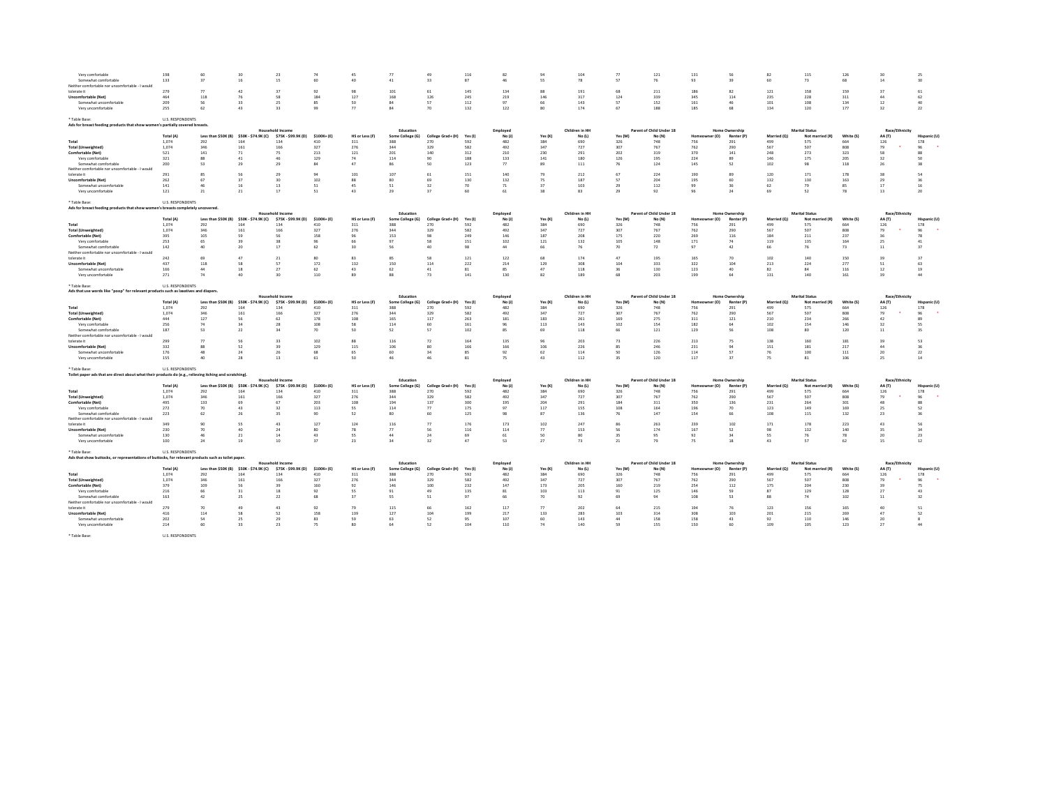| | Total (A) | Less than $50K (B) | $50K - $74.9K (C) | $75K - $99.9K (D) | $100K+ (E) | HS or Less (F) | Some College (G) | College Grad+ (H) | Yes (I) | No (J) | Yes (K) | No (L) | Yes (M) | No (N) | Homeowner (O) | Renter (P) | Married (Q) | Not married (R) | White (S) | AA (T) | Hispanic (U) |
|---|---|---|---|---|---|---|---|---|---|---|---|---|---|---|---|---|---|---|---|---|---|
| Very comfortable | 198 | 60 | 30 | 23 | 74 | 45 | 77 | 49 | 116 | 82 | 94 | 104 | 77 | 121 | 131 | 56 | 82 | 115 | 126 | 30 | 25 |
| Somewhat comfortable | 133 | 37 | 16 | 15 | 60 | 40 | 41 | 33 | 87 | 46 | 55 | 78 | 57 | 76 | 93 | 39 | 60 | 73 | 68 | 14 | 30 |
| Neither comfortable nor uncomfortable - I would tolerate it | 279 | 77 | 42 | 37 | 92 | 98 | 101 | 61 | 145 | 134 | 88 | 191 | 68 | 211 | 186 | 82 | 121 | 158 | 159 | 37 | 61 |
| **Uncomfortable (Net)** | 464 | 118 | 76 | 58 | 184 | 127 | 168 | 126 | 245 | 219 | 146 | 317 | 124 | 339 | 345 | 114 | 235 | 228 | 311 | 44 | 62 |
| Somewhat uncomfortable | 209 | 56 | 33 | 25 | 85 | 50 | 84 | 57 | 112 | 97 | 66 | 143 | 57 | 152 | 161 | 46 | 101 | 108 | 134 | 12 | 40 |
| Very uncomfortable | 255 | 62 | 43 | 33 | 99 | 77 | 84 | 70 | 132 | 122 | 80 | 174 | 67 | 188 | 185 | 68 | 134 | 120 | 177 | 32 | 22 |

* Table Base: U.S. RESPONDENTS

**Ads for breast feeding products that show women's partially covered breasts.**

| | Household Income | | | | | Education | | | Employed | | Children in HH | | Parent of Child Under 18 | | Home Ownership | | Marital Status | | Race/Ethnicity | | |
|---|---|---|---|---|---|---|---|---|---|---|---|---|---|---|---|---|---|---|---|---|---|
| | Total (A) | Less than $50K (B) | $50K - $74.9K (C) | $75K - $99.9K (D) | $100K+ (E) | HS or Less (F) | Some College (G) | College Grad+ (H) | Yes (I) | No (J) | Yes (K) | No (L) | Yes (M) | No (N) | Homeowner (O) | Renter (P) | Married (Q) | Not married (R) | White (S) | AA (T) | Hispanic (U) |
| **Total** | 1,074 | 292 | 164 | 134 | 410 | 311 | 388 | 270 | 592 | 482 | 384 | 690 | 326 | 748 | 756 | 291 | 499 | 575 | 664 | 126 | 178 |
| **Total (Unweighted)** | 1,074 | 346 | 161 | 166 | 327 | 276 | 344 | 329 | 582 | 492 | 347 | 727 | 307 | 767 | 762 | 290 | 567 | 507 | 808 | 79 * | 96 * |
| **Comfortable (Net)** | 521 | 141 | 71 | 75 | 213 | 121 | 201 | 140 | 312 | 210 | 230 | 291 | 202 | 319 | 370 | 141 | 248 | 273 | 323 | 58 | 88 |
| Very comfortable | 321 | 88 | 41 | 46 | 129 | 74 | 114 | 90 | 188 | 133 | 141 | 180 | 126 | 195 | 224 | 89 | 146 | 175 | 205 | 32 | 50 |
| Somewhat comfortable | 200 | 53 | 29 | 29 | 84 | 47 | 86 | 50 | 123 | 77 | 89 | 111 | 76 | 124 | 145 | 52 | 102 | 98 | 118 | 26 | 38 |
| Neither comfortable nor uncomfortable - I would tolerate it | 291 | 85 | 56 | 29 | 94 | 101 | 107 | 61 | 151 | 140 | 79 | 212 | 67 | 224 | 190 | 89 | 120 | 171 | 178 | 38 | 54 |
| **Uncomfortable (Net)** | 262 | 67 | 37 | 30 | 102 | 88 | 80 | 69 | 130 | 132 | 75 | 187 | 57 | 204 | 195 | 60 | 132 | 130 | 163 | 29 | 36 |
| Somewhat uncomfortable | 141 | 46 | 16 | 13 | 51 | 45 | 51 | 32 | 70 | 71 | 37 | 103 | 29 | 112 | 99 | 36 | 62 | 79 | 85 | 17 | 16 |
| Very uncomfortable | 121 | 21 | 21 | 17 | 51 | 43 | 29 | 37 | 60 | 61 | 38 | 83 | 29 | 92 | 96 | 24 | 69 | 52 | 78 | 13 | 20 |

* Table Base: U.S. RESPONDENTS

**Ads for breast feeding products that show women's breasts completely uncovered.**

| | Household Income | | | | | Education | | | Employed | | Children in HH | | Parent of Child Under 18 | | Home Ownership | | Marital Status | | Race/Ethnicity | | |
|---|---|---|---|---|---|---|---|---|---|---|---|---|---|---|---|---|---|---|---|---|---|
| | Total (A) | Less than $50K (B) | $50K - $74.9K (C) | $75K - $99.9K (D) | $100K+ (E) | HS or Less (F) | Some College (G) | College Grad+ (H) | Yes (I) | No (J) | Yes (K) | No (L) | Yes (M) | No (N) | Homeowner (O) | Renter (P) | Married (Q) | Not married (R) | White (S) | AA (T) | Hispanic (U) |
| **Total** | 1,074 | 292 | 164 | 134 | 410 | 311 | 388 | 270 | 592 | 482 | 384 | 690 | 326 | 748 | 756 | 291 | 499 | 575 | 664 | 126 | 178 |
| **Total (Unweighted)** | 1,074 | 346 | 161 | 166 | 327 | 276 | 344 | 329 | 582 | 492 | 347 | 727 | 307 | 767 | 762 | 290 | 567 | 507 | 808 | 79 * | 96 * |
| **Comfortable (Net)** | 395 | 105 | 59 | 56 | 158 | 96 | 153 | 98 | 249 | 146 | 187 | 208 | 175 | 220 | 269 | 116 | 184 | 211 | 237 | 36 | 78 |
| Very comfortable | 253 | 65 | 39 | 38 | 96 | 66 | 97 | 58 | 151 | 102 | 121 | 132 | 105 | 148 | 171 | 74 | 119 | 135 | 164 | 25 | 41 |
| Somewhat comfortable | 142 | 40 | 20 | 17 | 62 | 30 | 56 | 40 | 98 | 44 | 66 | 76 | 70 | 72 | 97 | 42 | 66 | 76 | 73 | 11 | 37 |
| Neither comfortable nor uncomfortable - I would tolerate it | 242 | 69 | 47 | 21 | 80 | 83 | 85 | 58 | 121 | 122 | 68 | 174 | 47 | 195 | 165 | 70 | 102 | 140 | 150 | 39 | 37 |
| **Uncomfortable (Net)** | 437 | 118 | 58 | 57 | 172 | 132 | 150 | 114 | 222 | 214 | 129 | 308 | 104 | 333 | 322 | 104 | 213 | 224 | 277 | 51 | 63 |
| Somewhat uncomfortable | 166 | 44 | 18 | 27 | 62 | 43 | 62 | 41 | 81 | 85 | 47 | 118 | 36 | 130 | 123 | 40 | 82 | 84 | 116 | 12 | 19 |
| Very uncomfortable | 271 | 74 | 40 | 30 | 110 | 89 | 88 | 73 | 141 | 130 | 82 | 189 | 68 | 203 | 199 | 64 | 131 | 140 | 161 | 39 | 44 |

* Table Base: U.S. RESPONDENTS

**Ads that use words like "poop" for relevant products such as laxatives and diapers.**

| | Household Income | | | | | Education | | | Employed | | Children in HH | | Parent of Child Under 18 | | Home Ownership | | Marital Status | | Race/Ethnicity | | |
|---|---|---|---|---|---|---|---|---|---|---|---|---|---|---|---|---|---|---|---|---|---|
| | Total (A) | Less than $50K (B) | $50K - $74.9K (C) | $75K - $99.9K (D) | $100K+ (E) | HS or Less (F) | Some College (G) | College Grad+ (H) | Yes (I) | No (J) | Yes (K) | No (L) | Yes (M) | No (N) | Homeowner (O) | Renter (P) | Married (Q) | Not married (R) | White (S) | AA (T) | Hispanic (U) |
| **Total** | 1,074 | 292 | 164 | 134 | 410 | 311 | 388 | 270 | 592 | 482 | 384 | 690 | 326 | 748 | 756 | 291 | 499 | 575 | 664 | 126 | 178 |
| **Total (Unweighted)** | 1,074 | 346 | 161 | 166 | 327 | 276 | 344 | 329 | 582 | 492 | 347 | 727 | 307 | 767 | 762 | 290 | 567 | 507 | 808 | 79 * | 96 * |
| **Comfortable (Net)** | 444 | 127 | 56 | 62 | 178 | 108 | 165 | 117 | 263 | 181 | 183 | 261 | 169 | 275 | 311 | 121 | 210 | 234 | 266 | 42 | 89 |
| Very comfortable | 256 | 74 | 34 | 28 | 108 | 58 | 114 | 60 | 161 | 96 | 113 | 143 | 102 | 154 | 182 | 64 | 102 | 154 | 146 | 32 | 55 |
| Somewhat comfortable | 187 | 53 | 22 | 34 | 70 | 50 | 52 | 57 | 102 | 85 | 69 | 118 | 66 | 121 | 129 | 56 | 108 | 80 | 120 | 11 | 35 |
| Neither comfortable nor uncomfortable - I would tolerate it | 299 | 77 | 56 | 33 | 102 | 88 | 116 | 72 | 164 | 135 | 96 | 203 | 73 | 226 | 213 | 75 | 138 | 160 | 181 | 39 | 53 |
| **Uncomfortable (Net)** | 332 | 88 | 52 | 39 | 129 | 115 | 106 | 80 | 166 | 166 | 106 | 226 | 85 | 246 | 231 | 94 | 151 | 181 | 217 | 44 | 36 |
| Somewhat uncomfortable | 176 | 48 | 24 | 26 | 68 | 65 | 60 | 34 | 85 | 92 | 62 | 114 | 50 | 126 | 114 | 57 | 76 | 100 | 111 | 20 | 22 |
| Very uncomfortable | 155 | 40 | 28 | 13 | 61 | 50 | 46 | 46 | 81 | 75 | 43 | 112 | 35 | 120 | 117 | 37 | 75 | 81 | 106 | 25 | 14 |

* Table Base: U.S. RESPONDENTS

**Toilet paper ads that are direct about what their products do (e.g., relieving itching and scratching).**

| | Household Income | | | | | Education | | | Employed | | Children in HH | | Parent of Child Under 18 | | Home Ownership | | Marital Status | | Race/Ethnicity | | |
|---|---|---|---|---|---|---|---|---|---|---|---|---|---|---|---|---|---|---|---|---|---|
| | Total (A) | Less than $50K (B) | $50K - $74.9K (C) | $75K - $99.9K (D) | $100K+ (E) | HS or Less (F) | Some College (G) | College Grad+ (H) | Yes (I) | No (J) | Yes (K) | No (L) | Yes (M) | No (N) | Homeowner (O) | Renter (P) | Married (Q) | Not married (R) | White (S) | AA (T) | Hispanic (U) |
| **Total** | 1,074 | 292 | 164 | 134 | 410 | 311 | 388 | 270 | 592 | 482 | 384 | 690 | 326 | 748 | 756 | 291 | 499 | 575 | 664 | 126 | 178 |
| **Total (Unweighted)** | 1,074 | 346 | 161 | 166 | 327 | 276 | 344 | 329 | 582 | 492 | 347 | 727 | 307 | 767 | 762 | 290 | 567 | 507 | 808 | 79 * | 96 * |
| **Comfortable (Net)** | 495 | 133 | 69 | 67 | 203 | 108 | 194 | 137 | 300 | 195 | 204 | 291 | 184 | 311 | 350 | 136 | 231 | 264 | 301 | 48 | 88 |
| Very comfortable | 272 | 70 | 43 | 32 | 113 | 55 | 114 | 77 | 175 | 97 | 117 | 155 | 108 | 164 | 196 | 70 | 123 | 149 | 169 | 25 | 52 |
| Somewhat comfortable | 223 | 62 | 26 | 35 | 90 | 52 | 80 | 60 | 125 | 98 | 87 | 136 | 76 | 147 | 154 | 66 | 108 | 115 | 132 | 23 | 36 |
| Neither comfortable nor uncomfortable - I would tolerate it | 349 | 90 | 55 | 43 | 127 | 124 | 116 | 77 | 176 | 173 | 102 | 247 | 86 | 263 | 239 | 102 | 171 | 178 | 223 | 43 | 56 |
| **Uncomfortable (Net)** | 230 | 70 | 40 | 24 | 80 | 78 | 77 | 56 | 116 | 114 | 77 | 153 | 56 | 174 | 167 | 52 | 98 | 132 | 140 | 35 | 34 |
| Somewhat uncomfortable | 130 | 46 | 21 | 14 | 43 | 55 | 44 | 24 | 69 | 61 | 50 | 80 | 35 | 95 | 92 | 34 | 55 | 76 | 78 | 20 | 23 |
| Very uncomfortable | 100 | 24 | 19 | 10 | 37 | 23 | 34 | 32 | 47 | 53 | 27 | 73 | 21 | 79 | 75 | 18 | 43 | 57 | 62 | 15 | 12 |

* Table Base: U.S. RESPONDENTS

**Ads that show buttocks, or representations of buttocks, for relevant products such as toilet paper.**

| | Household Income | | | | | Education | | | Employed | | Children in HH | | Parent of Child Under 18 | | Home Ownership | | Marital Status | | Race/Ethnicity | | |
|---|---|---|---|---|---|---|---|---|---|---|---|---|---|---|---|---|---|---|---|---|---|
| | Total (A) | Less than $50K (B) | $50K - $74.9K (C) | $75K - $99.9K (D) | $100K+ (E) | HS or Less (F) | Some College (G) | College Grad+ (H) | Yes (I) | No (J) | Yes (K) | No (L) | Yes (M) | No (N) | Homeowner (O) | Renter (P) | Married (Q) | Not married (R) | White (S) | AA (T) | Hispanic (U) |
| **Total** | 1,074 | 292 | 164 | 134 | 410 | 311 | 388 | 270 | 592 | 482 | 384 | 690 | 326 | 748 | 756 | 291 | 499 | 575 | 664 | 126 | 178 |
| **Total (Unweighted)** | 1,074 | 346 | 161 | 166 | 327 | 276 | 344 | 329 | 582 | 492 | 347 | 727 | 307 | 767 | 762 | 290 | 567 | 507 | 808 | 79 * | 96 * |
| **Comfortable (Net)** | 379 | 109 | 56 | 39 | 160 | 92 | 146 | 100 | 232 | 147 | 173 | 205 | 160 | 219 | 254 | 112 | 175 | 204 | 230 | 39 | 75 |
| Very comfortable | 216 | 66 | 31 | 18 | 92 | 55 | 91 | 49 | 135 | 81 | 103 | 113 | 91 | 125 | 146 | 59 | 87 | 129 | 128 | 27 | 43 |
| Somewhat comfortable | 163 | 42 | 25 | 22 | 68 | 37 | 55 | 51 | 97 | 66 | 70 | 92 | 69 | 94 | 108 | 53 | 88 | 74 | 102 | 11 | 32 |
| Neither comfortable nor uncomfortable - I would tolerate it | 279 | 70 | 49 | 43 | 92 | 79 | 115 | 66 | 162 | 117 | 77 | 202 | 64 | 215 | 194 | 76 | 123 | 156 | 165 | 40 | 51 |
| **Uncomfortable (Net)** | 416 | 114 | 58 | 52 | 158 | 139 | 127 | 104 | 199 | 217 | 133 | 283 | 103 | 314 | 308 | 103 | 201 | 215 | 269 | 47 | 52 |
| Somewhat uncomfortable | 202 | 54 | 25 | 29 | 83 | 59 | 63 | 52 | 95 | 107 | 60 | 143 | 44 | 158 | 158 | 43 | 92 | 110 | 146 | 20 | 8 |
| Very uncomfortable | 214 | 60 | 33 | 23 | 75 | 80 | 64 | 52 | 104 | 110 | 74 | 140 | 59 | 155 | 150 | 60 | 109 | 105 | 123 | 27 | 44 |

* Table Base: U.S. RESPONDENTS